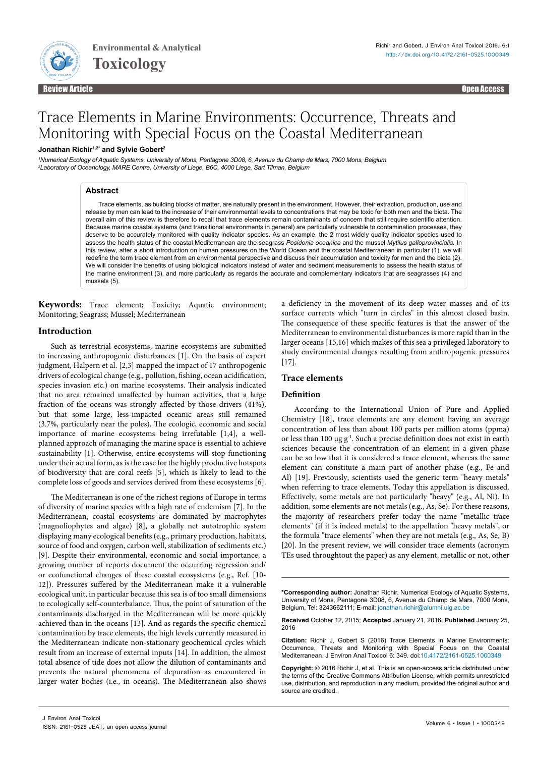Review Article · Open Access

# Trace Elements in Marine Environments: Occurrence, Threats and Monitoring with Special Focus on the Coastal Mediterranean

**Jonathan Richir[1,2*] and Sylvie Gobert[2]**

[1]*Numerical Ecology of Aquatic Systems, University of Mons, Pentagone 3D08, 6, Avenue du Champ de Mars, 7000 Mons, Belgium*
[2]*Laboratory of Oceanology, MARE Centre, University of Liege, B6C, 4000 Liege, Sart Tilman, Belgium*

## Abstract

Trace elements, as building blocks of matter, are naturally present in the environment. However, their extraction, production, use and release by men can lead to the increase of their environmental levels to concentrations that may be toxic for both men and the biota. The overall aim of this review is therefore to recall that trace elements remain contaminants of concern that still require scientific attention. Because marine coastal systems (and transitional environments in general) are particularly vulnerable to contamination processes, they deserve to be accurately monitored with quality indicator species. As an example, the 2 most widely quality indicator species used to assess the health status of the coastal Mediterranean are the seagrass *Posidonia oceanica* and the mussel *Mytilus galloprovincialis*. In this review, after a short introduction on human pressures on the World Ocean and the coastal Mediterranean in particular (1), we will redefine the term trace element from an environmental perspective and discuss their accumulation and toxicity for men and the biota (2). We will consider the benefits of using biological indicators instead of water and sediment measurements to assess the health status of the marine environment (3), and more particularly as regards the accurate and complementary indicators that are seagrasses (4) and mussels (5).

**Keywords:** Trace element; Toxicity; Aquatic environment; Monitoring; Seagrass; Mussel; Mediterranean

## Introduction

Such as terrestrial ecosystems, marine ecosystems are submitted to increasing anthropogenic disturbances [1]. On the basis of expert judgment, Halpern et al. [2,3] mapped the impact of 17 anthropogenic drivers of ecological change (e.g., pollution, fishing, ocean acidification, species invasion etc.) on marine ecosystems. Their analysis indicated that no area remained unaffected by human activities, that a large fraction of the oceans was strongly affected by those drivers (41%), but that some large, less-impacted oceanic areas still remained (3.7%, particularly near the poles). The ecologic, economic and social importance of marine ecosystems being irrefutable [1,4], a well-planned approach of managing the marine space is essential to achieve sustainability [1]. Otherwise, entire ecosystems will stop functioning under their actual form, as is the case for the highly productive hotspots of biodiversity that are coral reefs [5], which is likely to lead to the complete loss of goods and services derived from these ecosystems [6].

The Mediterranean is one of the richest regions of Europe in terms of diversity of marine species with a high rate of endemism [7]. In the Mediterranean, coastal ecosystems are dominated by macrophytes (magnoliophytes and algae) [8], a globally net autotrophic system displaying many ecological benefits (e.g., primary production, habitats, source of food and oxygen, carbon well, stabilization of sediments etc.) [9]. Despite their environmental, economic and social importance, a growing number of reports document the occurring regression and/or ecofunctional changes of these coastal ecosystems (e.g., Ref. [10-12]). Pressures suffered by the Mediterranean make it a vulnerable ecological unit, in particular because this sea is of too small dimensions to ecologically self-counterbalance. Thus, the point of saturation of the contaminants discharged in the Mediterranean will be more quickly achieved than in the oceans [13]. And as regards the specific chemical contamination by trace elements, the high levels currently measured in the Mediterranean indicate non-stationary geochemical cycles which result from an increase of external inputs [14]. In addition, the almost total absence of tide does not allow the dilution of contaminants and prevents the natural phenomena of depuration as encountered in larger water bodies (i.e., in oceans). The Mediterranean also shows a deficiency in the movement of its deep water masses and of its surface currents which "turn in circles" in this almost closed basin. The consequence of these specific features is that the answer of the Mediterranean to environmental disturbances is more rapid than in the larger oceans [15,16] which makes of this sea a privileged laboratory to study environmental changes resulting from anthropogenic pressures [17].

## Trace elements

### Definition

According to the International Union of Pure and Applied Chemistry [18], trace elements are any element having an average concentration of less than about 100 parts per million atoms (ppma) or less than 100 µg g$^{-1}$. Such a precise definition does not exist in earth sciences because the concentration of an element in a given phase can be so low that it is considered a trace element, whereas the same element can constitute a main part of another phase (e.g., Fe and Al) [19]. Previously, scientists used the generic term "heavy metals" when referring to trace elements. Today this appellation is discussed. Effectively, some metals are not particularly "heavy" (e.g., Al, Ni). In addition, some elements are not metals (e.g., As, Se). For these reasons, the majority of researchers prefer today the name "metallic trace elements" (if it is indeed metals) to the appellation "heavy metals", or the formula "trace elements" when they are not metals (e.g., As, Se, B) [20]. In the present review, we will consider trace elements (acronym TEs used throughtout the paper) as any element, metallic or not, other

---

**\*Corresponding author:** Jonathan Richir, Numerical Ecology of Aquatic Systems, University of Mons, Pentagone 3D08, 6, Avenue du Champ de Mars, 7000 Mons, Belgium, Tel: 3243662111; E-mail: jonathan.richir@alumni.ulg.ac.be

**Received** October 12, 2015; **Accepted** January 21, 2016; **Published** January 25, 2016

**Citation:** Richir J, Gobert S (2016) Trace Elements in Marine Environments: Occurrence, Threats and Monitoring with Special Focus on the Coastal Mediterranean. J Environ Anal Toxicol 6: 349. doi:10.4172/2161-0525.1000349

**Copyright:** © 2016 Richir J, et al. This is an open-access article distributed under the terms of the Creative Commons Attribution License, which permits unrestricted use, distribution, and reproduction in any medium, provided the original author and source are credited.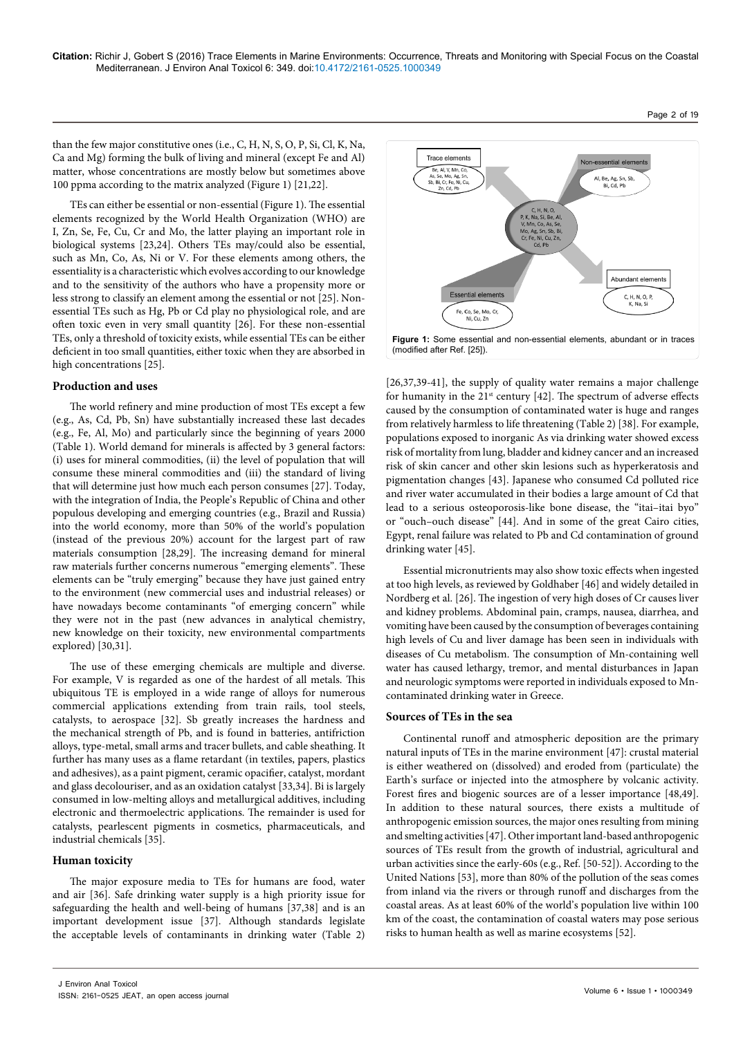than the few major constitutive ones (i.e., C, H, N, S, O, P, Si, Cl, K, Na, Ca and Mg) forming the bulk of living and mineral (except Fe and Al) matter, whose concentrations are mostly below but sometimes above 100 ppma according to the matrix analyzed (Figure 1) [21,22].

TEs can either be essential or non-essential (Figure 1). The essential elements recognized by the World Health Organization (WHO) are I, Zn, Se, Fe, Cu, Cr and Mo, the latter playing an important role in biological systems [23,24]. Others TEs may/could also be essential, such as Mn, Co, As, Ni or V. For these elements among others, the essentiality is a characteristic which evolves according to our knowledge and to the sensitivity of the authors who have a propensity more or less strong to classify an element among the essential or not [25]. Non-essential TEs such as Hg, Pb or Cd play no physiological role, and are often toxic even in very small quantity [26]. For these non-essential TEs, only a threshold of toxicity exists, while essential TEs can be either deficient in too small quantities, either toxic when they are absorbed in high concentrations [25].

## Production and uses

The world refinery and mine production of most TEs except a few (e.g., As, Cd, Pb, Sn) have substantially increased these last decades (e.g., Fe, Al, Mo) and particularly since the beginning of years 2000 (Table 1). World demand for minerals is affected by 3 general factors: (i) uses for mineral commodities, (ii) the level of population that will consume these mineral commodities and (iii) the standard of living that will determine just how much each person consumes [27]. Today, with the integration of India, the People's Republic of China and other populous developing and emerging countries (e.g., Brazil and Russia) into the world economy, more than 50% of the world's population (instead of the previous 20%) account for the largest part of raw materials consumption [28,29]. The increasing demand for mineral raw materials further concerns numerous "emerging elements". These elements can be "truly emerging" because they have just gained entry to the environment (new commercial uses and industrial releases) or have nowadays become contaminants "of emerging concern" while they were not in the past (new advances in analytical chemistry, new knowledge on their toxicity, new environmental compartments explored) [30,31].

The use of these emerging chemicals are multiple and diverse. For example, V is regarded as one of the hardest of all metals. This ubiquitous TE is employed in a wide range of alloys for numerous commercial applications extending from train rails, tool steels, catalysts, to aerospace [32]. Sb greatly increases the hardness and the mechanical strength of Pb, and is found in batteries, antifriction alloys, type-metal, small arms and tracer bullets, and cable sheathing. It further has many uses as a flame retardant (in textiles, papers, plastics and adhesives), as a paint pigment, ceramic opacifier, catalyst, mordant and glass decolouriser, and as an oxidation catalyst [33,34]. Bi is largely consumed in low-melting alloys and metallurgical additives, including electronic and thermoelectric applications. The remainder is used for catalysts, pearlescent pigments in cosmetics, pharmaceuticals, and industrial chemicals [35].

## Human toxicity

The major exposure media to TEs for humans are food, water and air [36]. Safe drinking water supply is a high priority issue for safeguarding the health and well-being of humans [37,38] and is an important development issue [37]. Although standards legislate the acceptable levels of contaminants in drinking water (Table 2) [26,37,39-41], the supply of quality water remains a major challenge for humanity in the 21st century [42]. The spectrum of adverse effects caused by the consumption of contaminated water is huge and ranges from relatively harmless to life threatening (Table 2) [38]. For example, populations exposed to inorganic As via drinking water showed excess risk of mortality from lung, bladder and kidney cancer and an increased risk of skin cancer and other skin lesions such as hyperkeratosis and pigmentation changes [43]. Japanese who consumed Cd polluted rice and river water accumulated in their bodies a large amount of Cd that lead to a serious osteoporosis-like bone disease, the "itai–itai byo" or "ouch–ouch disease" [44]. And in some of the great Cairo cities, Egypt, renal failure was related to Pb and Cd contamination of ground drinking water [45].

Essential micronutrients may also show toxic effects when ingested at too high levels, as reviewed by Goldhaber [46] and widely detailed in Nordberg et al. [26]. The ingestion of very high doses of Cr causes liver and kidney problems. Abdominal pain, cramps, nausea, diarrhea, and vomiting have been caused by the consumption of beverages containing high levels of Cu and liver damage has been seen in individuals with diseases of Cu metabolism. The consumption of Mn-containing well water has caused lethargy, tremor, and mental disturbances in Japan and neurologic symptoms were reported in individuals exposed to Mn-contaminated drinking water in Greece.

## Sources of TEs in the sea

Continental runoff and atmospheric deposition are the primary natural inputs of TEs in the marine environment [47]: crustal material is either weathered on (dissolved) and eroded from (particulate) the Earth's surface or injected into the atmosphere by volcanic activity. Forest fires and biogenic sources are of a lesser importance [48,49]. In addition to these natural sources, there exists a multitude of anthropogenic emission sources, the major ones resulting from mining and smelting activities [47]. Other important land-based anthropogenic sources of TEs result from the growth of industrial, agricultural and urban activities since the early-60s (e.g., Ref. [50-52]). According to the United Nations [53], more than 80% of the pollution of the seas comes from inland via the rivers or through runoff and discharges from the coastal areas. As at least 60% of the world's population live within 100 km of the coast, the contamination of coastal waters may pose serious risks to human health as well as marine ecosystems [52].

Trace elements: Be, Al, V, Mn, Co, As, Se, Mo, Ag, Sn, Sb, Bi, Cr, Fe, Ni, Cu, Zn, Cd, Pb

Non-essential elements: Al, Be, Ag, Sn, Sb, Bi, Cd, Pb

C, H, N, O, P, K, Na, Si, Be, Al, V, Mn, Co, As, Se, Mo, Ag, Sn, Sb, Bi, Cr, Fe, Ni, Cu, Zn, Cd, Pb

Abundant elements: C, H, N, O, P, K, Na, Si

Essential elements: Fe, Co, Se, Mo, Cr, Ni, Cu, Zn

**Figure 1:** Some essential and non-essential elements, abundant or in traces (modified after Ref. [25]).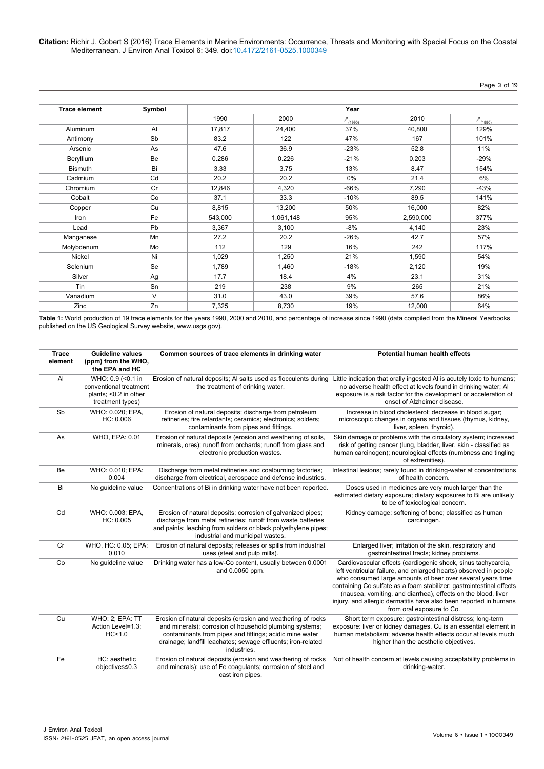| Trace element | Symbol | Year | | | | |
|---|---|---|---|---|---|---|
| | | 1990 | 2000 | ↗(1990) | 2010 | ↗(1990) |
| Aluminum | Al | 17,817 | 24,400 | 37% | 40,800 | 129% |
| Antimony | Sb | 83.2 | 122 | 47% | 167 | 101% |
| Arsenic | As | 47.6 | 36.9 | -23% | 52.8 | 11% |
| Beryllium | Be | 0.286 | 0.226 | -21% | 0.203 | -29% |
| Bismuth | Bi | 3.33 | 3.75 | 13% | 8.47 | 154% |
| Cadmium | Cd | 20.2 | 20.2 | 0% | 21.4 | 6% |
| Chromium | Cr | 12,846 | 4,320 | -66% | 7,290 | -43% |
| Cobalt | Co | 37.1 | 33.3 | -10% | 89.5 | 141% |
| Copper | Cu | 8,815 | 13,200 | 50% | 16,000 | 82% |
| Iron | Fe | 543,000 | 1,061,148 | 95% | 2,590,000 | 377% |
| Lead | Pb | 3,367 | 3,100 | -8% | 4,140 | 23% |
| Manganese | Mn | 27.2 | 20.2 | -26% | 42.7 | 57% |
| Molybdenum | Mo | 112 | 129 | 16% | 242 | 117% |
| Nickel | Ni | 1,029 | 1,250 | 21% | 1,590 | 54% |
| Selenium | Se | 1,789 | 1,460 | -18% | 2,120 | 19% |
| Silver | Ag | 17.7 | 18.4 | 4% | 23.1 | 31% |
| Tin | Sn | 219 | 238 | 9% | 265 | 21% |
| Vanadium | V | 31.0 | 43.0 | 39% | 57.6 | 86% |
| Zinc | Zn | 7,325 | 8,730 | 19% | 12,000 | 64% |

**Table 1:** World production of 19 trace elements for the years 1990, 2000 and 2010, and percentage of increase since 1990 (data compiled from the Mineral Yearbooks published on the US Geological Survey website, www.usgs.gov).

| Trace element | Guideline values (ppm) from the WHO, the EPA and HC | Common sources of trace elements in drinking water | Potential human health effects |
|---|---|---|---|
| Al | WHO: 0.9 (<0.1 in conventional treatment plants; <0.2 in other treatment types) | Erosion of natural deposits; Al salts used as flocculents during the treatment of drinking water. | Little indication that orally ingested Al is acutely toxic to humans; no adverse health effect at levels found in drinking water; Al exposure is a risk factor for the development or acceleration of onset of Alzheimer disease. |
| Sb | WHO: 0.020; EPA, HC: 0.006 | Erosion of natural deposits; discharge from petroleum refineries; fire retardants; ceramics; electronics; solders; contaminants from pipes and fittings. | Increase in blood cholesterol; decrease in blood sugar; microscopic changes in organs and tissues (thymus, kidney, liver, spleen, thyroid). |
| As | WHO, EPA: 0.01 | Erosion of natural deposits (erosion and weathering of soils, minerals, ores); runoff from orchards; runoff from glass and electronic production wastes. | Skin damage or problems with the circulatory system; increased risk of getting cancer (lung, bladder, liver, skin - classified as human carcinogen); neurological effects (numbness and tingling of extremities). |
| Be | WHO: 0.010; EPA: 0.004 | Discharge from metal refineries and coalburning factories; discharge from electrical, aerospace and defense industries. | Intestinal lesions; rarely found in drinking-water at concentrations of health concern. |
| Bi | No guideline value | Concentrations of Bi in drinking water have not been reported. | Doses used in medicines are very much larger than the estimated dietary exposure; dietary exposures to Bi are unlikely to be of toxicological concern. |
| Cd | WHO: 0.003; EPA, HC: 0.005 | Erosion of natural deposits; corrosion of galvanized pipes; discharge from metal refineries; runoff from waste batteries and paints; leaching from solders or black polyethylene pipes; industrial and municipal wastes. | Kidney damage; softening of bone; classified as human carcinogen. |
| Cr | WHO, HC: 0.05; EPA: 0.010 | Erosion of natural deposits; releases or spills from industrial uses (steel and pulp mills). | Enlarged liver; irritation of the skin, respiratory and gastrointestinal tracts; kidney problems. |
| Co | No guideline value | Drinking water has a low-Co content, usually between 0.0001 and 0.0050 ppm. | Cardiovascular effects (cardiogenic shock, sinus tachycardia, left ventricular failure, and enlarged hearts) observed in people who consumed large amounts of beer over several years time containing Co sulfate as a foam stabilizer; gastrointestinal effects (nausea, vomiting, and diarrhea), effects on the blood, liver injury, and allergic dermatitis have also been reported in humans from oral exposure to Co. |
| Cu | WHO: 2; EPA: TT Action Level=1.3; HC<1.0 | Erosion of natural deposits (erosion and weathering of rocks and minerals); corrosion of household plumbing systems; contaminants from pipes and fittings; acidic mine water drainage; landfill leachates; sewage effluents; iron-related industries. | Short term exposure: gastrointestinal distress; long-term exposure: liver or kidney damages. Cu is an essential element in human metabolism; adverse health effects occur at levels much higher than the aesthetic objectives. |
| Fe | HC: aesthetic objectives≤0.3 | Erosion of natural deposits (erosion and weathering of rocks and minerals); use of Fe coagulants; corrosion of steel and cast iron pipes. | Not of health concern at levels causing acceptability problems in drinking-water. |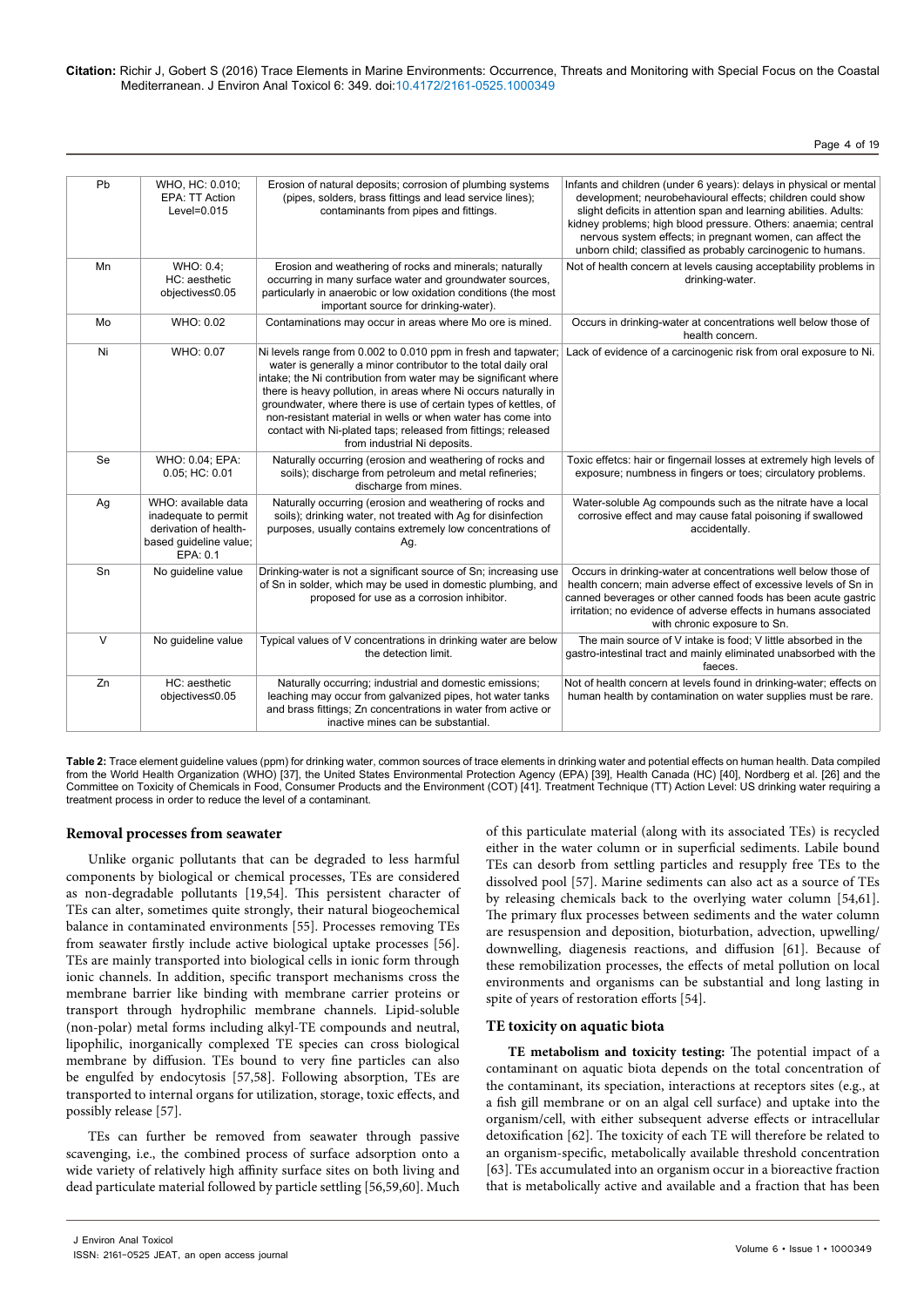| Pb | WHO, HC: 0.010; EPA: TT Action Level=0.015 | Erosion of natural deposits; corrosion of plumbing systems (pipes, solders, brass fittings and lead service lines); contaminants from pipes and fittings. | Infants and children (under 6 years): delays in physical or mental development; neurobehavioural effects; children could show slight deficits in attention span and learning abilities. Adults: kidney problems; high blood pressure. Others: anaemia; central nervous system effects; in pregnant women, can affect the unborn child; classified as probably carcinogenic to humans. |
|---|---|---|---|
| Mn | WHO: 0.4; HC: aesthetic objectives≤0.05 | Erosion and weathering of rocks and minerals; naturally occurring in many surface water and groundwater sources, particularly in anaerobic or low oxidation conditions (the most important source for drinking-water). | Not of health concern at levels causing acceptability problems in drinking-water. |
| Mo | WHO: 0.02 | Contaminations may occur in areas where Mo ore is mined. | Occurs in drinking-water at concentrations well below those of health concern. |
| Ni | WHO: 0.07 | Ni levels range from 0.002 to 0.010 ppm in fresh and tapwater; water is generally a minor contributor to the total daily oral intake; the Ni contribution from water may be significant where there is heavy pollution, in areas where Ni occurs naturally in groundwater, where there is use of certain types of kettles, of non-resistant material in wells or when water has come into contact with Ni-plated taps; released from fittings; released from industrial Ni deposits. | Lack of evidence of a carcinogenic risk from oral exposure to Ni. |
| Se | WHO: 0.04; EPA: 0.05; HC: 0.01 | Naturally occurring (erosion and weathering of rocks and soils); discharge from petroleum and metal refineries; discharge from mines. | Toxic effetcs: hair or fingernail losses at extremely high levels of exposure; numbness in fingers or toes; circulatory problems. |
| Ag | WHO: available data inadequate to permit derivation of health-based guideline value; EPA: 0.1 | Naturally occurring (erosion and weathering of rocks and soils); drinking water, not treated with Ag for disinfection purposes, usually contains extremely low concentrations of Ag. | Water-soluble Ag compounds such as the nitrate have a local corrosive effect and may cause fatal poisoning if swallowed accidentally. |
| Sn | No guideline value | Drinking-water is not a significant source of Sn; increasing use of Sn in solder, which may be used in domestic plumbing, and proposed for use as a corrosion inhibitor. | Occurs in drinking-water at concentrations well below those of health concern; main adverse effect of excessive levels of Sn in canned beverages or other canned foods has been acute gastric irritation; no evidence of adverse effects in humans associated with chronic exposure to Sn. |
| V | No guideline value | Typical values of V concentrations in drinking water are below the detection limit. | The main source of V intake is food; V little absorbed in the gastro-intestinal tract and mainly eliminated unabsorbed with the faeces. |
| Zn | HC: aesthetic objectives≤0.05 | Naturally occurring; industrial and domestic emissions; leaching may occur from galvanized pipes, hot water tanks and brass fittings; Zn concentrations in water from active or inactive mines can be substantial. | Not of health concern at levels found in drinking-water; effects on human health by contamination on water supplies must be rare. |

**Table 2:** Trace element guideline values (ppm) for drinking water, common sources of trace elements in drinking water and potential effects on human health. Data compiled from the World Health Organization (WHO) [37], the United States Environmental Protection Agency (EPA) [39], Health Canada (HC) [40], Nordberg et al. [26] and the Committee on Toxicity of Chemicals in Food, Consumer Products and the Environment (COT) [41]. Treatment Technique (TT) Action Level: US drinking water requiring a treatment process in order to reduce the level of a contaminant.

### Removal processes from seawater

Unlike organic pollutants that can be degraded to less harmful components by biological or chemical processes, TEs are considered as non-degradable pollutants [19,54]. This persistent character of TEs can alter, sometimes quite strongly, their natural biogeochemical balance in contaminated environments [55]. Processes removing TEs from seawater firstly include active biological uptake processes [56]. TEs are mainly transported into biological cells in ionic form through ionic channels. In addition, specific transport mechanisms cross the membrane barrier like binding with membrane carrier proteins or transport through hydrophilic membrane channels. Lipid-soluble (non-polar) metal forms including alkyl-TE compounds and neutral, lipophilic, inorganically complexed TE species can cross biological membrane by diffusion. TEs bound to very fine particles can also be engulfed by endocytosis [57,58]. Following absorption, TEs are transported to internal organs for utilization, storage, toxic effects, and possibly release [57].

TEs can further be removed from seawater through passive scavenging, i.e., the combined process of surface adsorption onto a wide variety of relatively high affinity surface sites on both living and dead particulate material followed by particle settling [56,59,60]. Much of this particulate material (along with its associated TEs) is recycled either in the water column or in superficial sediments. Labile bound TEs can desorb from settling particles and resupply free TEs to the dissolved pool [57]. Marine sediments can also act as a source of TEs by releasing chemicals back to the overlying water column [54,61]. The primary flux processes between sediments and the water column are resuspension and deposition, bioturbation, advection, upwelling/downwelling, diagenesis reactions, and diffusion [61]. Because of these remobilization processes, the effects of metal pollution on local environments and organisms can be substantial and long lasting in spite of years of restoration efforts [54].

### TE toxicity on aquatic biota

**TE metabolism and toxicity testing:** The potential impact of a contaminant on aquatic biota depends on the total concentration of the contaminant, its speciation, interactions at receptors sites (e.g., at a fish gill membrane or on an algal cell surface) and uptake into the organism/cell, with either subsequent adverse effects or intracellular detoxification [62]. The toxicity of each TE will therefore be related to an organism-specific, metabolically available threshold concentration [63]. TEs accumulated into an organism occur in a bioreactive fraction that is metabolically active and available and a fraction that has been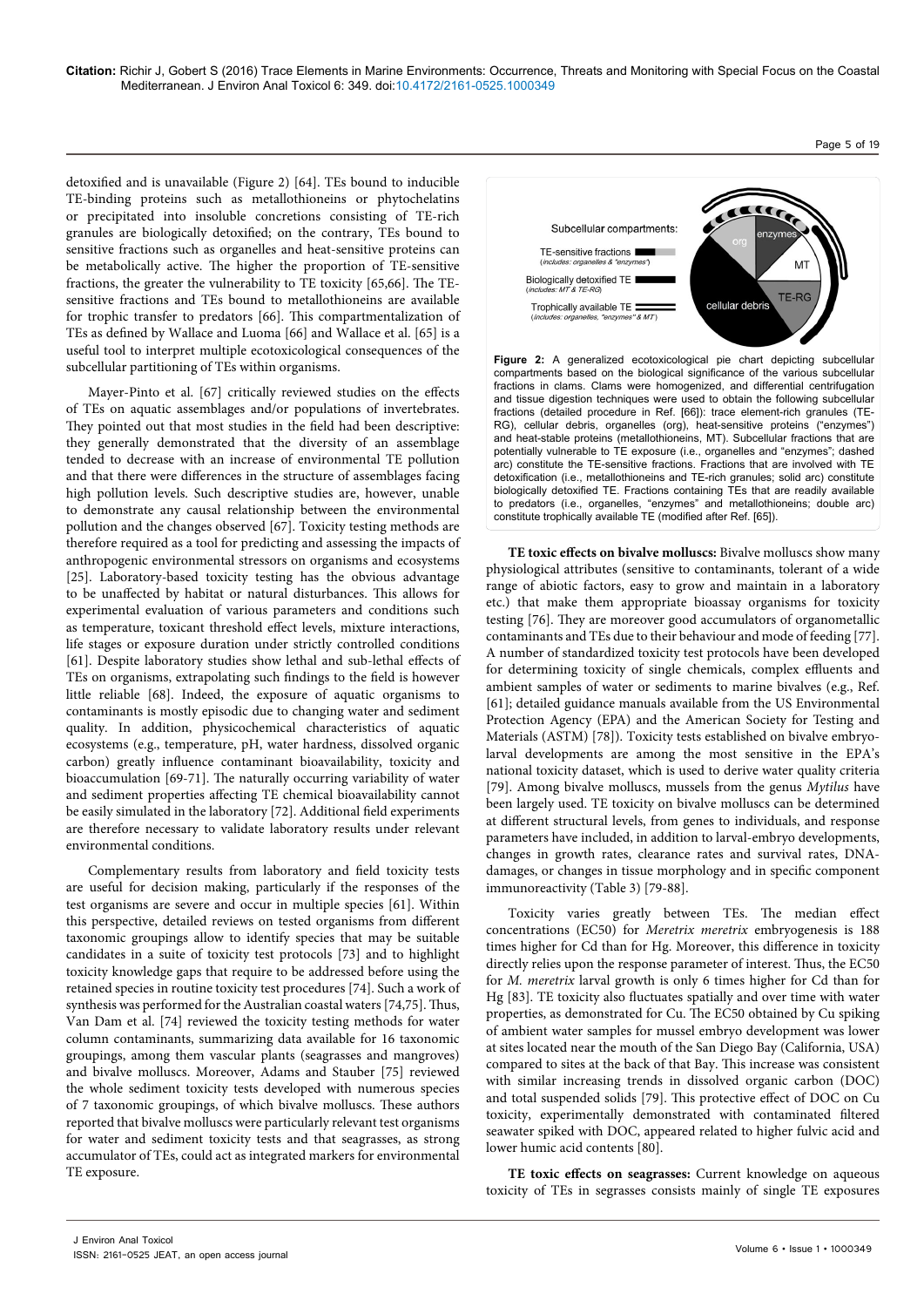detoxified and is unavailable (Figure 2) [64]. TEs bound to inducible TE-binding proteins such as metallothioneins or phytochelatins or precipitated into insoluble concretions consisting of TE-rich granules are biologically detoxified; on the contrary, TEs bound to sensitive fractions such as organelles and heat-sensitive proteins can be metabolically active. The higher the proportion of TE-sensitive fractions, the greater the vulnerability to TE toxicity [65,66]. The TE-sensitive fractions and TEs bound to metallothioneins are available for trophic transfer to predators [66]. This compartmentalization of TEs as defined by Wallace and Luoma [66] and Wallace et al. [65] is a useful tool to interpret multiple ecotoxicological consequences of the subcellular partitioning of TEs within organisms.

Mayer-Pinto et al. [67] critically reviewed studies on the effects of TEs on aquatic assemblages and/or populations of invertebrates. They pointed out that most studies in the field had been descriptive: they generally demonstrated that the diversity of an assemblage tended to decrease with an increase of environmental TE pollution and that there were differences in the structure of assemblages facing high pollution levels. Such descriptive studies are, however, unable to demonstrate any causal relationship between the environmental pollution and the changes observed [67]. Toxicity testing methods are therefore required as a tool for predicting and assessing the impacts of anthropogenic environmental stressors on organisms and ecosystems [25]. Laboratory-based toxicity testing has the obvious advantage to be unaffected by habitat or natural disturbances. This allows for experimental evaluation of various parameters and conditions such as temperature, toxicant threshold effect levels, mixture interactions, life stages or exposure duration under strictly controlled conditions [61]. Despite laboratory studies show lethal and sub-lethal effects of TEs on organisms, extrapolating such findings to the field is however little reliable [68]. Indeed, the exposure of aquatic organisms to contaminants is mostly episodic due to changing water and sediment quality. In addition, physicochemical characteristics of aquatic ecosystems (e.g., temperature, pH, water hardness, dissolved organic carbon) greatly influence contaminant bioavailability, toxicity and bioaccumulation [69-71]. The naturally occurring variability of water and sediment properties affecting TE chemical bioavailability cannot be easily simulated in the laboratory [72]. Additional field experiments are therefore necessary to validate laboratory results under relevant environmental conditions.

Complementary results from laboratory and field toxicity tests are useful for decision making, particularly if the responses of the test organisms are severe and occur in multiple species [61]. Within this perspective, detailed reviews on tested organisms from different taxonomic groupings allow to identify species that may be suitable candidates in a suite of toxicity test protocols [73] and to highlight toxicity knowledge gaps that require to be addressed before using the retained species in routine toxicity test procedures [74]. Such a work of synthesis was performed for the Australian coastal waters [74,75]. Thus, Van Dam et al. [74] reviewed the toxicity testing methods for water column contaminants, summarizing data available for 16 taxonomic groupings, among them vascular plants (seagrasses and mangroves) and bivalve molluscs. Moreover, Adams and Stauber [75] reviewed the whole sediment toxicity tests developed with numerous species of 7 taxonomic groupings, of which bivalve molluscs. These authors reported that bivalve molluscs were particularly relevant test organisms for water and sediment toxicity tests and that seagrasses, as strong accumulator of TEs, could act as integrated markers for environmental TE exposure.

Subcellular compartments:

TE-sensitive fractions (*includes: organelles & "enzymes"*)

Biologically detoxified TE (*includes: MT & TE-RG*)

Trophically available TE (*includes: organelles, "enzymes" & MT*)

org, enzymes, MT, TE-RG, cellular debris

**Figure 2:** A generalized ecotoxicological pie chart depicting subcellular compartments based on the biological significance of the various subcellular fractions in clams. Clams were homogenized, and differential centrifugation and tissue digestion techniques were used to obtain the following subcellular fractions (detailed procedure in Ref. [66]): trace element-rich granules (TE-RG), cellular debris, organelles (org), heat-sensitive proteins ("enzymes") and heat-stable proteins (metallothioneins, MT). Subcellular fractions that are potentially vulnerable to TE exposure (i.e., organelles and "enzymes"; dashed arc) constitute the TE-sensitive fractions. Fractions that are involved with TE detoxification (i.e., metallothioneins and TE-rich granules; solid arc) constitute biologically detoxified TE. Fractions containing TEs that are readily available to predators (i.e., organelles, "enzymes" and metallothioneins; double arc) constitute trophically available TE (modified after Ref. [65]).

**TE toxic effects on bivalve molluscs:** Bivalve molluscs show many physiological attributes (sensitive to contaminants, tolerant of a wide range of abiotic factors, easy to grow and maintain in a laboratory etc.) that make them appropriate bioassay organisms for toxicity testing [76]. They are moreover good accumulators of organometallic contaminants and TEs due to their behaviour and mode of feeding [77]. A number of standardized toxicity test protocols have been developed for determining toxicity of single chemicals, complex effluents and ambient samples of water or sediments to marine bivalves (e.g., Ref. [61]; detailed guidance manuals available from the US Environmental Protection Agency (EPA) and the American Society for Testing and Materials (ASTM) [78]). Toxicity tests established on bivalve embryo-larval developments are among the most sensitive in the EPA's national toxicity dataset, which is used to derive water quality criteria [79]. Among bivalve molluscs, mussels from the genus *Mytilus* have been largely used. TE toxicity on bivalve molluscs can be determined at different structural levels, from genes to individuals, and response parameters have included, in addition to larval-embryo developments, changes in growth rates, clearance rates and survival rates, DNA-damages, or changes in tissue morphology and in specific component immunoreactivity (Table 3) [79-88].

Toxicity varies greatly between TEs. The median effect concentrations (EC50) for *Meretrix meretrix* embryogenesis is 188 times higher for Cd than for Hg. Moreover, this difference in toxicity directly relies upon the response parameter of interest. Thus, the EC50 for *M. meretrix* larval growth is only 6 times higher for Cd than for Hg [83]. TE toxicity also fluctuates spatially and over time with water properties, as demonstrated for Cu. The EC50 obtained by Cu spiking of ambient water samples for mussel embryo development was lower at sites located near the mouth of the San Diego Bay (California, USA) compared to sites at the back of that Bay. This increase was consistent with similar increasing trends in dissolved organic carbon (DOC) and total suspended solids [79]. This protective effect of DOC on Cu toxicity, experimentally demonstrated with contaminated filtered seawater spiked with DOC, appeared related to higher fulvic acid and lower humic acid contents [80].

**TE toxic effects on seagrasses:** Current knowledge on aqueous toxicity of TEs in segrasses consists mainly of single TE exposures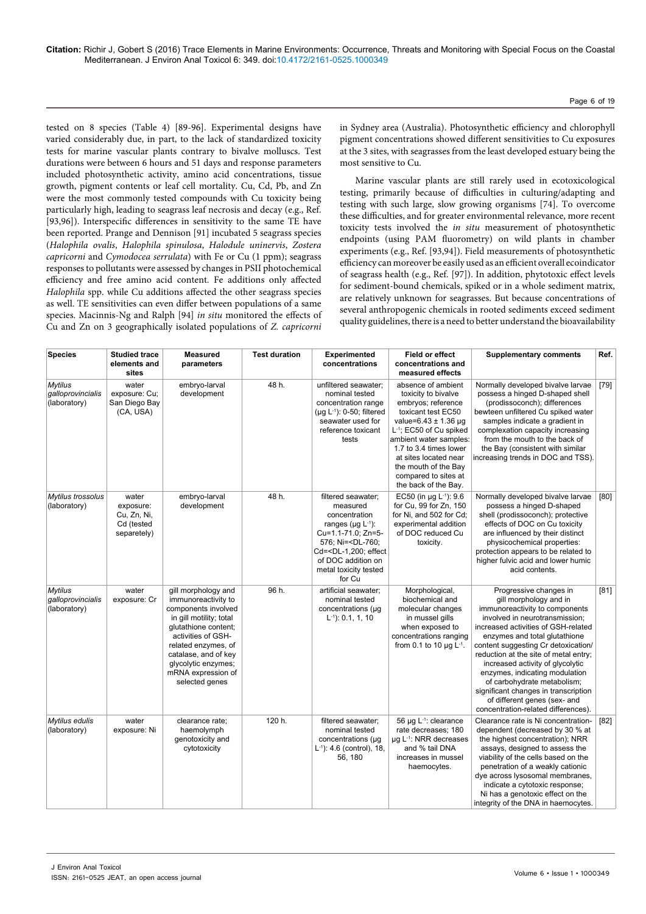tested on 8 species (Table 4) [89-96]. Experimental designs have varied considerably due, in part, to the lack of standardized toxicity tests for marine vascular plants contrary to bivalve molluscs. Test durations were between 6 hours and 51 days and response parameters included photosynthetic activity, amino acid concentrations, tissue growth, pigment contents or leaf cell mortality. Cu, Cd, Pb, and Zn were the most commonly tested compounds with Cu toxicity being particularly high, leading to seagrass leaf necrosis and decay (e.g., Ref. [93,96]). Interspecific differences in sensitivity to the same TE have been reported. Prange and Dennison [91] incubated 5 seagrass species (*Halophila ovalis*, *Halophila spinulosa*, *Halodule uninervis*, *Zostera capricorni* and *Cymodocea serrulata*) with Fe or Cu (1 ppm); seagrass responses to pollutants were assessed by changes in PSII photochemical efficiency and free amino acid content. Fe additions only affected *Halophila* spp. while Cu additions affected the other seagrass species as well. TE sensitivities can even differ between populations of a same species. Macinnis-Ng and Ralph [94] *in situ* monitored the effects of Cu and Zn on 3 geographically isolated populations of *Z. capricorni* in Sydney area (Australia). Photosynthetic efficiency and chlorophyll pigment concentrations showed different sensitivities to Cu exposures at the 3 sites, with seagrasses from the least developed estuary being the most sensitive to Cu.

Marine vascular plants are still rarely used in ecotoxicological testing, primarily because of difficulties in culturing/adapting and testing with such large, slow growing organisms [74]. To overcome these difficulties, and for greater environmental relevance, more recent toxicity tests involved the *in situ* measurement of photosynthetic endpoints (using PAM fluorometry) on wild plants in chamber experiments (e.g., Ref. [93,94]). Field measurements of photosynthetic efficiency can moreover be easily used as an efficient overall ecoindicator of seagrass health (e.g., Ref. [97]). In addition, phytotoxic effect levels for sediment-bound chemicals, spiked or in a whole sediment matrix, are relatively unknown for seagrasses. But because concentrations of several anthropogenic chemicals in rooted sediments exceed sediment quality guidelines, there is a need to better understand the bioavailability

| Species | Studied trace elements and sites | Measured parameters | Test duration | Experimented concentrations | Field or effect concentrations and measured effects | Supplementary comments | Ref. |
|---|---|---|---|---|---|---|---|
| *Mytilus galloprovincialis* (laboratory) | water exposure: Cu; San Diego Bay (CA, USA) | embryo-larval development | 48 h. | unfiltered seawater; nominal tested concentration range (µg L$^{-1}$): 0-50; filtered seawater used for reference toxicant tests | absence of ambient toxicity to bivalve embryos; reference toxicant test EC50 value=6.43 ± 1.36 µg L$^{-1}$; EC50 of Cu spiked ambient water samples: 1.7 to 3.4 times lower at sites located near the mouth of the Bay compared to sites at the back of the Bay. | Normally developed bivalve larvae possess a hinged D-shaped shell (prodissoconch); differences bewteen unfiltered Cu spiked water samples indicate a gradient in complexation capacity increasing from the mouth to the back of the Bay (consistent with similar increasing trends in DOC and TSS). | [79] |
| *Mytilus trossolus* (laboratory) | water exposure: Cu, Zn, Ni, Cd (tested separetely) | embryo-larval development | 48 h. | filtered seawater; measured concentration ranges (µg L$^{-1}$): Cu=1.1-71.0; Zn=5-576; Ni=<DL-760; Cd=<DL-1,200; effect of DOC addition on metal toxicity tested for Cu | EC50 (in µg L$^{-1}$): 9.6 for Cu, 99 for Zn, 150 for Ni, and 502 for Cd; experimental addition of DOC reduced Cu toxicity. | Normally developed bivalve larvae possess a hinged D-shaped shell (prodissoconch); protective effects of DOC on Cu toxicity are influenced by their distinct physicochemical properties: protection appears to be related to higher fulvic acid and lower humic acid contents. | [80] |
| *Mytilus galloprovincialis* (laboratory) | water exposure: Cr | gill morphology and immunoreactivity to components involved in gill motility; total glutathione content; activities of GSH-related enzymes, of catalase, and of key glycolytic enzymes; mRNA expression of selected genes | 96 h. | artificial seawater; nominal tested concentrations (µg L$^{-1}$): 0.1, 1, 10 | Morphological, biochemical and molecular changes in mussel gills when exposed to concentrations ranging from 0.1 to 10 µg L$^{-1}$. | Progressive changes in gill morphology and in immunoreactivity to components involved in neurotransmission; increased activities of GSH-related enzymes and total glutathione content suggesting Cr detoxication/reduction at the site of metal entry; increased activity of glycolytic enzymes, indicating modulation of carbohydrate metabolism; significant changes in transcription of different genes (sex- and concentration-related differences). | [81] |
| *Mytilus edulis* (laboratory) | water exposure: Ni | clearance rate; haemolymph genotoxicity and cytotoxicity | 120 h. | filtered seawater; nominal tested concentrations (µg L$^{-1}$): 4.6 (control), 18, 56, 180 | 56 µg L$^{-1}$: clearance rate decreases; 180 µg L$^{-1}$: NRR decreases and % tail DNA increases in mussel haemocytes. | Clearance rate is Ni concentration-dependent (decreased by 30 % at the highest concentration); NRR assays, designed to assess the viability of the cells based on the penetration of a weakly cationic dye across lysosomal membranes, indicate a cytotoxic response; Ni has a genotoxic effect on the integrity of the DNA in haemocytes. | [82] |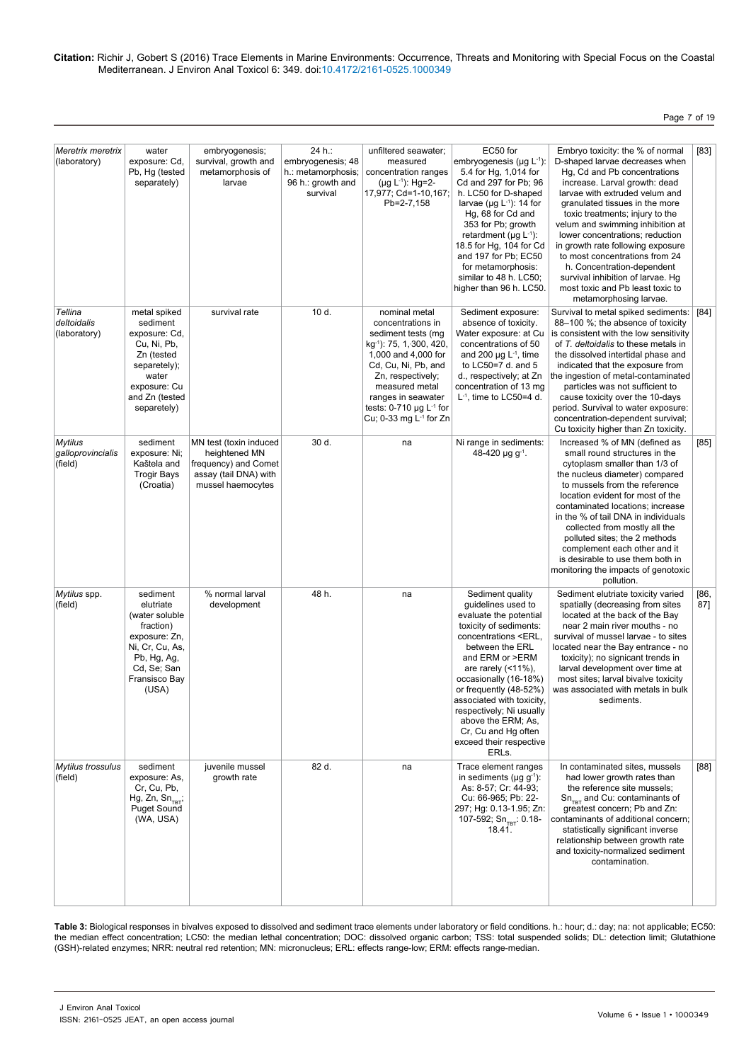Citation: Richir J, Gobert S (2016) Trace Elements in Marine Environments: Occurrence, Threats and Monitoring with Special Focus on the Coastal Mediterranean. J Environ Anal Toxicol 6: 349. doi:10.4172/2161-0525.1000349

| | | | | | | | |
|---|---|---|---|---|---|---|---|
| *Meretrix meretrix* (laboratory) | water exposure: Cd, Pb, Hg (tested separately) | embryogenesis; survival, growth and metamorphosis of larvae | 24 h.: embryogenesis; 48 h.: metamorphosis; 96 h.: growth and survival | unfiltered seawater; measured concentration ranges (µg $L^{-1}$): Hg=2-17,977; Cd=1-10,167; Pb=2-7,158 | EC50 for embryogenesis (µg $L^{-1}$): 5.4 for Hg, 1,014 for Cd and 297 for Pb; 96 h. LC50 for D-shaped larvae (µg $L^{-1}$): 14 for Hg, 68 for Cd and 353 for Pb; growth retardment (µg $L^{-1}$): 18.5 for Hg, 104 for Cd and 197 for Pb; EC50 for metamorphosis: similar to 48 h. LC50; higher than 96 h. LC50. | Embryo toxicity: the % of normal D-shaped larvae decreases when Hg, Cd and Pb concentrations increase. Larval growth: dead larvae with extruded velum and granulated tissues in the more toxic treatments; injury to the velum and swimming inhibition at lower concentrations; reduction in growth rate following exposure to most concentrations from 24 h. Concentration-dependent survival inhibition of larvae. Hg most toxic and Pb least toxic to metamorphosing larvae. | [83] |
| *Tellina deltoidalis* (laboratory) | metal spiked sediment exposure: Cd, Cu, Ni, Pb, Zn (tested seperately); water exposure: Cu and Zn (tested seperately) | survival rate | 10 d. | nominal metal concentrations in sediment tests (mg $kg^{-1}$): 75, 1,300, 420, 1,000 and 4,000 for Cd, Cu, Ni, Pb, and Zn, respectively; measured metal ranges in seawater tests: 0-710 µg $L^{-1}$ for Cu; 0-33 mg $L^{-1}$ for Zn | Sediment exposure: absence of toxicity. Water exposure: at Cu concentrations of 50 and 200 µg $L^{-1}$, time to LC50=7 d. and 5 d., respectively; at Zn concentration of 13 mg $L^{-1}$, time to LC50=4 d. | Survival to metal spiked sediments: 88–100 %; the absence of toxicity is consistent with the low sensitivity of *T. deltoidalis* to these metals in the dissolved intertidal phase and indicated that the exposure from the ingestion of metal-contaminated particles was not sufficient to cause toxicity over the 10-days period. Survival to water exposure: concentration-dependent survival; Cu toxicity higher than Zn toxicity. | [84] |
| *Mytilus galloprovincialis* (field) | sediment exposure: Ni; Kaštela and Trogir Bays (Croatia) | MN test (toxin induced heightened MN frequency) and Comet assay (tail DNA) with mussel haemocytes | 30 d. | na | Ni range in sediments: 48-420 µg $g^{-1}$. | Increased % of MN (defined as small round structures in the cytoplasm smaller than 1/3 of the nucleus diameter) compared to mussels from the reference location evident for most of the contaminated locations; increase in the % of tail DNA in individuals collected from mostly all the polluted sites; the 2 methods complement each other and it is desirable to use them both in monitoring the impacts of genotoxic pollution. | [85] |
| *Mytilus* spp. (field) | sediment elutriate (water soluble fraction) exposure: Zn, Ni, Cr, Cu, As, Pb, Hg, Ag, Cd, Se; San Fransisco Bay (USA) | % normal larval development | 48 h. | na | Sediment quality guidelines used to evaluate the potential toxicity of sediments: concentrations <ERL, between the ERL and ERM or >ERM are rarely (<11%), occasionally (16-18%) or frequently (48-52%) associated with toxicity, respectively; Ni usually above the ERM; As, Cr, Cu and Hg often exceed their respective ERLs. | Sediment elutriate toxicity varied spatially (decreasing from sites located at the back of the Bay near 2 main river mouths - no survival of mussel larvae - to sites located near the Bay entrance - no toxicity); no signicant trends in larval development over time at most sites; larval bivalve toxicity was associated with metals in bulk sediments. | [86, 87] |
| *Mytilus trossulus* (field) | sediment exposure: As, Cr, Cu, Pb, Hg, Zn, $Sn_{TBT}$; Puget Sound (WA, USA) | juvenile mussel growth rate | 82 d. | na | Trace element ranges in sediments (µg $g^{-1}$): As: 8-57; Cr: 44-93; Cu: 66-965; Pb: 22-297; Hg: 0.13-1.95; Zn: 107-592; $Sn_{TBT}$: 0.18-18.41. | In contaminated sites, mussels had lower growth rates than the reference site mussels; $Sn_{TBT}$ and Cu: contaminants of greatest concern; Pb and Zn: contaminants of additional concern; statistically significant inverse relationship between growth rate and toxicity-normalized sediment contamination. | [88] |

**Table 3:** Biological responses in bivalves exposed to dissolved and sediment trace elements under laboratory or field conditions. h.: hour; d.: day; na: not applicable; EC50: the median effect concentration; LC50: the median lethal concentration; DOC: dissolved organic carbon; TSS: total suspended solids; DL: detection limit; Glutathione (GSH)-related enzymes; NRR: neutral red retention; MN: micronucleus; ERL: effects range-low; ERM: effects range-median.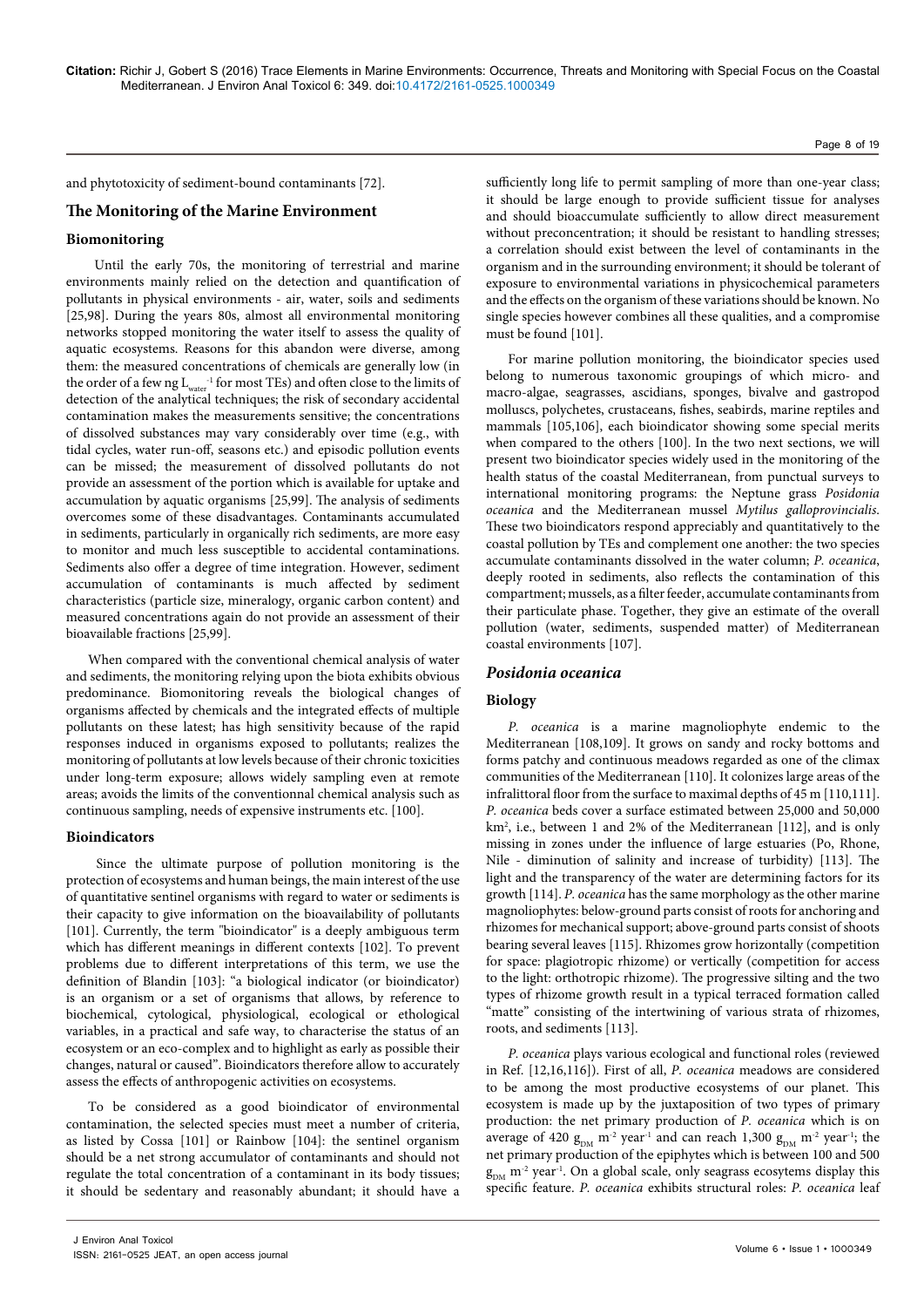and phytotoxicity of sediment-bound contaminants [72].

## The Monitoring of the Marine Environment

### Biomonitoring

Until the early 70s, the monitoring of terrestrial and marine environments mainly relied on the detection and quantification of pollutants in physical environments - air, water, soils and sediments [25,98]. During the years 80s, almost all environmental monitoring networks stopped monitoring the water itself to assess the quality of aquatic ecosystems. Reasons for this abandon were diverse, among them: the measured concentrations of chemicals are generally low (in the order of a few ng $L_{water}^{-1}$ for most TEs) and often close to the limits of detection of the analytical techniques; the risk of secondary accidental contamination makes the measurements sensitive; the concentrations of dissolved substances may vary considerably over time (e.g., with tidal cycles, water run-off, seasons etc.) and episodic pollution events can be missed; the measurement of dissolved pollutants do not provide an assessment of the portion which is available for uptake and accumulation by aquatic organisms [25,99]. The analysis of sediments overcomes some of these disadvantages. Contaminants accumulated in sediments, particularly in organically rich sediments, are more easy to monitor and much less susceptible to accidental contaminations. Sediments also offer a degree of time integration. However, sediment accumulation of contaminants is much affected by sediment characteristics (particle size, mineralogy, organic carbon content) and measured concentrations again do not provide an assessment of their bioavailable fractions [25,99].

When compared with the conventional chemical analysis of water and sediments, the monitoring relying upon the biota exhibits obvious predominance. Biomonitoring reveals the biological changes of organisms affected by chemicals and the integrated effects of multiple pollutants on these latest; has high sensitivity because of the rapid responses induced in organisms exposed to pollutants; realizes the monitoring of pollutants at low levels because of their chronic toxicities under long-term exposure; allows widely sampling even at remote areas; avoids the limits of the conventionnal chemical analysis such as continuous sampling, needs of expensive instruments etc. [100].

### Bioindicators

Since the ultimate purpose of pollution monitoring is the protection of ecosystems and human beings, the main interest of the use of quantitative sentinel organisms with regard to water or sediments is their capacity to give information on the bioavailability of pollutants [101]. Currently, the term "bioindicator" is a deeply ambiguous term which has different meanings in different contexts [102]. To prevent problems due to different interpretations of this term, we use the definition of Blandin [103]: "a biological indicator (or bioindicator) is an organism or a set of organisms that allows, by reference to biochemical, cytological, physiological, ecological or ethological variables, in a practical and safe way, to characterise the status of an ecosystem or an eco-complex and to highlight as early as possible their changes, natural or caused". Bioindicators therefore allow to accurately assess the effects of anthropogenic activities on ecosystems.

To be considered as a good bioindicator of environmental contamination, the selected species must meet a number of criteria, as listed by Cossa [101] or Rainbow [104]: the sentinel organism should be a net strong accumulator of contaminants and should not regulate the total concentration of a contaminant in its body tissues; it should be sedentary and reasonably abundant; it should have a sufficiently long life to permit sampling of more than one-year class; it should be large enough to provide sufficient tissue for analyses and should bioaccumulate sufficiently to allow direct measurement without preconcentration; it should be resistant to handling stresses; a correlation should exist between the level of contaminants in the organism and in the surrounding environment; it should be tolerant of exposure to environmental variations in physicochemical parameters and the effects on the organism of these variations should be known. No single species however combines all these qualities, and a compromise must be found [101].

For marine pollution monitoring, the bioindicator species used belong to numerous taxonomic groupings of which micro- and macro-algae, seagrasses, ascidians, sponges, bivalve and gastropod molluscs, polychetes, crustaceans, fishes, seabirds, marine reptiles and mammals [105,106], each bioindicator showing some special merits when compared to the others [100]. In the two next sections, we will present two bioindicator species widely used in the monitoring of the health status of the coastal Mediterranean, from punctual surveys to international monitoring programs: the Neptune grass *Posidonia oceanica* and the Mediterranean mussel *Mytilus galloprovincialis*. These two bioindicators respond appreciably and quantitatively to the coastal pollution by TEs and complement one another: the two species accumulate contaminants dissolved in the water column; *P. oceanica*, deeply rooted in sediments, also reflects the contamination of this compartment; mussels, as a filter feeder, accumulate contaminants from their particulate phase. Together, they give an estimate of the overall pollution (water, sediments, suspended matter) of Mediterranean coastal environments [107].

## *Posidonia oceanica*

### Biology

*P. oceanica* is a marine magnoliophyte endemic to the Mediterranean [108,109]. It grows on sandy and rocky bottoms and forms patchy and continuous meadows regarded as one of the climax communities of the Mediterranean [110]. It colonizes large areas of the infralittoral floor from the surface to maximal depths of 45 m [110,111]. *P. oceanica* beds cover a surface estimated between 25,000 and 50,000 km², i.e., between 1 and 2% of the Mediterranean [112], and is only missing in zones under the influence of large estuaries (Po, Rhone, Nile - diminution of salinity and increase of turbidity) [113]. The light and the transparency of the water are determining factors for its growth [114]. *P. oceanica* has the same morphology as the other marine magnoliophytes: below-ground parts consist of roots for anchoring and rhizomes for mechanical support; above-ground parts consist of shoots bearing several leaves [115]. Rhizomes grow horizontally (competition for space: plagiotropic rhizome) or vertically (competition for access to the light: orthotropic rhizome). The progressive silting and the two types of rhizome growth result in a typical terraced formation called "matte" consisting of the intertwining of various strata of rhizomes, roots, and sediments [113].

*P. oceanica* plays various ecological and functional roles (reviewed in Ref. [12,16,116]). First of all, *P. oceanica* meadows are considered to be among the most productive ecosystems of our planet. This ecosystem is made up by the juxtaposition of two types of primary production: the net primary production of *P. oceanica* which is on average of 420 $g_{DM}$ $m^{-2}$ $year^{-1}$ and can reach 1,300 $g_{DM}$ $m^{-2}$ $year^{-1}$; the net primary production of the epiphytes which is between 100 and 500 $g_{DM}$ $m^{-2}$ $year^{-1}$. On a global scale, only seagrass ecosytems display this specific feature. *P. oceanica* exhibits structural roles: *P. oceanica* leaf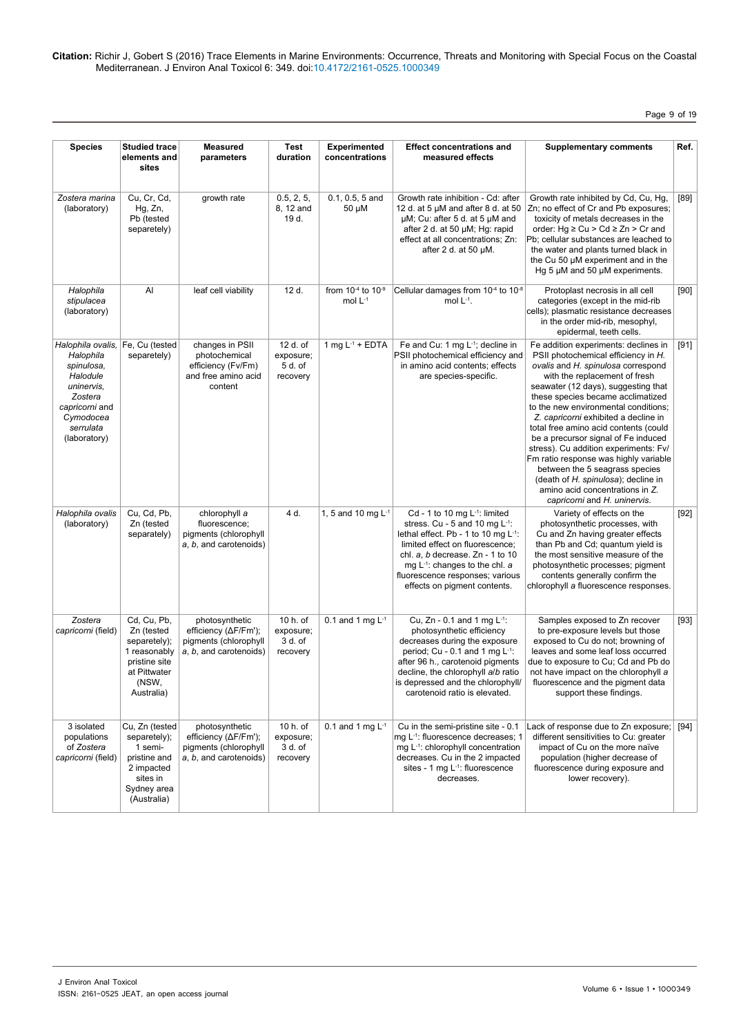| Species | Studied trace elements and sites | Measured parameters | Test duration | Experimented concentrations | Effect concentrations and measured effects | Supplementary comments | Ref. |
|---|---|---|---|---|---|---|---|
| *Zostera marina* (laboratory) | Cu, Cr, Cd, Hg, Zn, Pb (tested separetely) | growth rate | 0.5, 2, 5, 8, 12 and 19 d. | 0.1, 0.5, 5 and 50 µM | Growth rate inhibition - Cd: after 12 d. at 5 µM and after 8 d. at 50 µM; Cu: after 5 d. at 5 µM and after 2 d. at 50 µM; Hg: rapid effect at all concentrations; Zn: after 2 d. at 50 µM. | Growth rate inhibited by Cd, Cu, Hg, Zn; no effect of Cr and Pb exposures; toxicity of metals decreases in the order: Hg ≥ Cu > Cd ≥ Zn > Cr and Pb; cellular substances are leached to the water and plants turned black in the Cu 50 µM experiment and in the Hg 5 µM and 50 µM experiments. | [89] |
| *Halophila stipulacea* (laboratory) | Al | leaf cell viability | 12 d. | from $10^{-4}$ to $10^{-8}$ mol $L^{-1}$ | Cellular damages from $10^{-4}$ to $10^{-8}$ mol $L^{-1}$. | Protoplast necrosis in all cell categories (except in the mid-rib cells); plasmatic resistance decreases in the order mid-rib, mesophyl, epidermal, teeth cells. | [90] |
| *Halophila ovalis, Halophila spinulosa, Halodule uninervis, Zostera capricorni* and *Cymodocea serrulata* (laboratory) | Fe, Cu (tested separetely) | changes in PSII photochemical efficiency (Fv/Fm) and free amino acid content | 12 d. of exposure; 5 d. of recovery | 1 mg $L^{-1}$ + EDTA | Fe and Cu: 1 mg $L^{-1}$; decline in PSII photochemical efficiency and in amino acid contents; effects are species-specific. | Fe addition experiments: declines in PSII photochemical efficiency in *H. ovalis* and *H. spinulosa* correspond with the replacement of fresh seawater (12 days), suggesting that these species became acclimatized to the new environmental conditions; *Z. capricorni* exhibited a decline in total free amino acid contents (could be a precursor signal of Fe induced stress). Cu addition experiments: Fv/Fm ratio response was highly variable between the 5 seagrass species (death of *H. spinulosa*); decline in amino acid concentrations in *Z. capricorni* and *H. uninervis*. | [91] |
| *Halophila ovalis* (laboratory) | Cu, Cd, Pb, Zn (tested separetely) | chlorophyll *a* fluorescence; pigments (chlorophyll *a, b*, and carotenoids) | 4 d. | 1, 5 and 10 mg $L^{-1}$ | Cd - 1 to 10 mg $L^{-1}$: limited stress. Cu - 5 and 10 mg $L^{-1}$: lethal effect. Pb - 1 to 10 mg $L^{-1}$: limited effect on fluorescence; chl. *a, b* decrease. Zn - 1 to 10 mg $L^{-1}$: changes to the chl. *a* fluorescence responses; various effects on pigment contents. | Variety of effects on the photosynthetic processes, with Cu and Zn having greater effects than Pb and Cd; quantum yield is the most sensitive measure of the photosynthetic processes; pigment contents generally confirm the chlorophyll *a* fluorescence responses. | [92] |
| *Zostera capricorni* (field) | Cd, Cu, Pb, Zn (tested separetely); 1 reasonably pristine site at Pittwater (NSW, Australia) | photosynthetic efficiency (ΔF/Fm'); pigments (chlorophyll *a, b*, and carotenoids) | 10 h. of exposure; 3 d. of recovery | 0.1 and 1 mg $L^{-1}$ | Cu, Zn - 0.1 and 1 mg $L^{-1}$: photosynthetic efficiency decreases during the exposure period; Cu - 0.1 and 1 mg $L^{-1}$: after 96 h., carotenoid pigments decline, the chlorophyll *a/b* ratio is depressed and the chlorophyll/carotenoid ratio is elevated. | Samples exposed to Zn recover to pre-exposure levels but those exposed to Cu do not; browning of leaves and some leaf loss occurred due to exposure to Cu; Cd and Pb do not have impact on the chlorophyll *a* fluorescence and the pigment data support these findings. | [93] |
| 3 isolated populations of *Zostera capricorni* (field) | Cu, Zn (tested separetely); 1 semi-pristine and 2 impacted sites in Sydney area (Australia) | photosynthetic efficiency (ΔF/Fm'); pigments (chlorophyll *a, b*, and carotenoids) | 10 h. of exposure; 3 d. of recovery | 0.1 and 1 mg $L^{-1}$ | Cu in the semi-pristine site - 0.1 mg $L^{-1}$: fluorescence decreases; 1 mg $L^{-1}$: chlorophyll concentration decreases. Cu in the 2 impacted sites - 1 mg $L^{-1}$: fluorescence decreases. | Lack of response due to Zn exposure; different sensitivities to Cu: greater impact of Cu on the more naïve population (higher decrease of fluorescence during exposure and lower recovery). | [94] |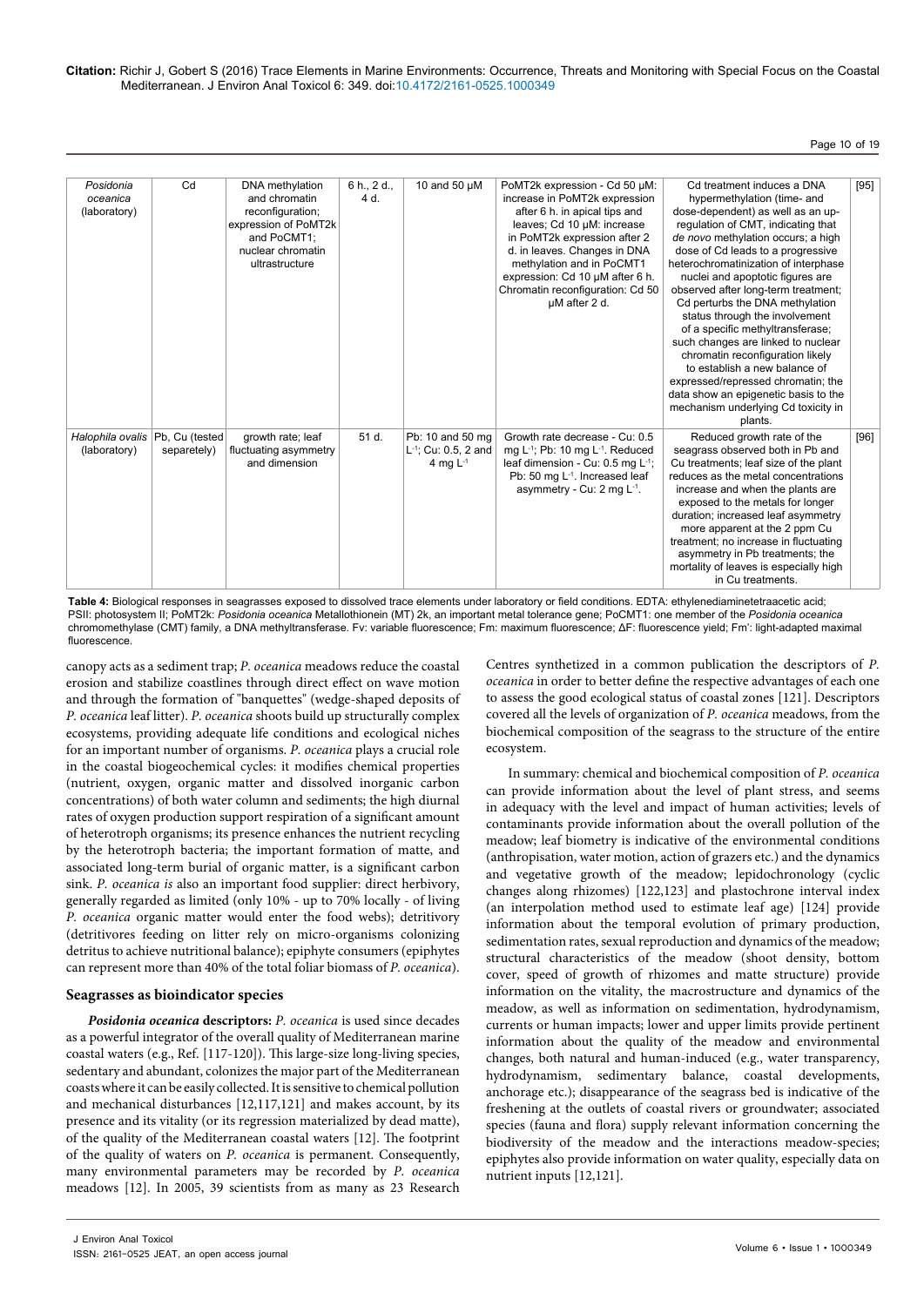| | | | | | | | |
|---|---|---|---|---|---|---|---|
| *Posidonia oceanica* (laboratory) | Cd | DNA methylation and chromatin reconfiguration; expression of PoMT2k and PoCMT1; nuclear chromatin ultrastructure | 6 h., 2 d., 4 d. | 10 and 50 µM | PoMT2k expression - Cd 50 µM: increase in PoMT2k expression after 6 h. in apical tips and leaves; Cd 10 µM: increase in PoMT2k expression after 2 d. in leaves. Changes in DNA methylation and in PoCMT1 expression: Cd 10 µM after 6 h. Chromatin reconfiguration: Cd 50 µM after 2 d. | Cd treatment induces a DNA hypermethylation (time- and dose-dependent) as well as an up-regulation of CMT, indicating that *de novo* methylation occurs; a high dose of Cd leads to a progressive heterochromatinization of interphase nuclei and apoptotic figures are observed after long-term treatment; Cd perturbs the DNA methylation status through the involvement of a specific methyltransferase; such changes are linked to nuclear chromatin reconfiguration likely to establish a new balance of expressed/repressed chromatin; the data show an epigenetic basis to the mechanism underlying Cd toxicity in plants. | [95] |
| *Halophila ovalis* (laboratory) | Pb, Cu (tested separetely) | growth rate; leaf fluctuating asymmetry and dimension | 51 d. | Pb: 10 and 50 mg $L^{-1}$; Cu: 0.5, 2 and 4 mg $L^{-1}$ | Growth rate decrease - Cu: 0.5 mg $L^{-1}$; Pb: 10 mg $L^{-1}$. Reduced leaf dimension - Cu: 0.5 mg $L^{-1}$; Pb: 50 mg $L^{-1}$. Increased leaf asymmetry - Cu: 2 mg $L^{-1}$. | Reduced growth rate of the seagrass observed both in Pb and Cu treatments; leaf size of the plant reduces as the metal concentrations increase and when the plants are exposed to the metals for longer duration; increased leaf asymmetry more apparent at the 2 ppm Cu treatment; no increase in fluctuating asymmetry in Pb treatments; the mortality of leaves is especially high in Cu treatments. | [96] |

**Table 4:** Biological responses in seagrasses exposed to dissolved trace elements under laboratory or field conditions. EDTA: ethylenediaminetetraacetic acid; PSII: photosystem II; PoMT2k: *Posidonia oceanica* Metallothionein (MT) 2k, an important metal tolerance gene; PoCMT1: one member of the *Posidonia oceanica* chromomethylase (CMT) family, a DNA methyltransferase. Fv: variable fluorescence; Fm: maximum fluorescence; ΔF: fluorescence yield; Fm': light-adapted maximal fluorescence.

canopy acts as a sediment trap; *P. oceanica* meadows reduce the coastal erosion and stabilize coastlines through direct effect on wave motion and through the formation of "banquettes" (wedge-shaped deposits of *P. oceanica* leaf litter). *P. oceanica* shoots build up structurally complex ecosystems, providing adequate life conditions and ecological niches for an important number of organisms. *P. oceanica* plays a crucial role in the coastal biogeochemical cycles: it modifies chemical properties (nutrient, oxygen, organic matter and dissolved inorganic carbon concentrations) of both water column and sediments; the high diurnal rates of oxygen production support respiration of a significant amount of heterotroph organisms; its presence enhances the nutrient recycling by the heterotroph bacteria; the important formation of matte, and associated long-term burial of organic matter, is a significant carbon sink. *P. oceanica is* also an important food supplier: direct herbivory, generally regarded as limited (only 10% - up to 70% locally - of living *P. oceanica* organic matter would enter the food webs); detritivory (detritivores feeding on litter rely on micro-organisms colonizing detritus to achieve nutritional balance); epiphyte consumers (epiphytes can represent more than 40% of the total foliar biomass of *P. oceanica*).

### Seagrasses as bioindicator species

***Posidonia oceanica* descriptors:** *P. oceanica* is used since decades as a powerful integrator of the overall quality of Mediterranean marine coastal waters (e.g., Ref. [117-120]). This large-size long-living species, sedentary and abundant, colonizes the major part of the Mediterranean coasts where it can be easily collected. It is sensitive to chemical pollution and mechanical disturbances [12,117,121] and makes account, by its presence and its vitality (or its regression materialized by dead matte), of the quality of the Mediterranean coastal waters [12]. The footprint of the quality of waters on *P. oceanica* is permanent. Consequently, many environmental parameters may be recorded by *P. oceanica* meadows [12]. In 2005, 39 scientists from as many as 23 Research Centres synthetized in a common publication the descriptors of *P. oceanica* in order to better define the respective advantages of each one to assess the good ecological status of coastal zones [121]. Descriptors covered all the levels of organization of *P. oceanica* meadows, from the biochemical composition of the seagrass to the structure of the entire ecosystem.

In summary: chemical and biochemical composition of *P. oceanica* can provide information about the level of plant stress, and seems in adequacy with the level and impact of human activities; levels of contaminants provide information about the overall pollution of the meadow; leaf biometry is indicative of the environmental conditions (anthropisation, water motion, action of grazers etc.) and the dynamics and vegetative growth of the meadow; lepidochronology (cyclic changes along rhizomes) [122,123] and plastochrone interval index (an interpolation method used to estimate leaf age) [124] provide information about the temporal evolution of primary production, sedimentation rates, sexual reproduction and dynamics of the meadow; structural characteristics of the meadow (shoot density, bottom cover, speed of growth of rhizomes and matte structure) provide information on the vitality, the macrostructure and dynamics of the meadow, as well as information on sedimentation, hydrodynamism, currents or human impacts; lower and upper limits provide pertinent information about the quality of the meadow and environmental changes, both natural and human-induced (e.g., water transparency, hydrodynamism, sedimentary balance, coastal developments, anchorage etc.); disappearance of the seagrass bed is indicative of the freshening at the outlets of coastal rivers or groundwater; associated species (fauna and flora) supply relevant information concerning the biodiversity of the meadow and the interactions meadow-species; epiphytes also provide information on water quality, especially data on nutrient inputs [12,121].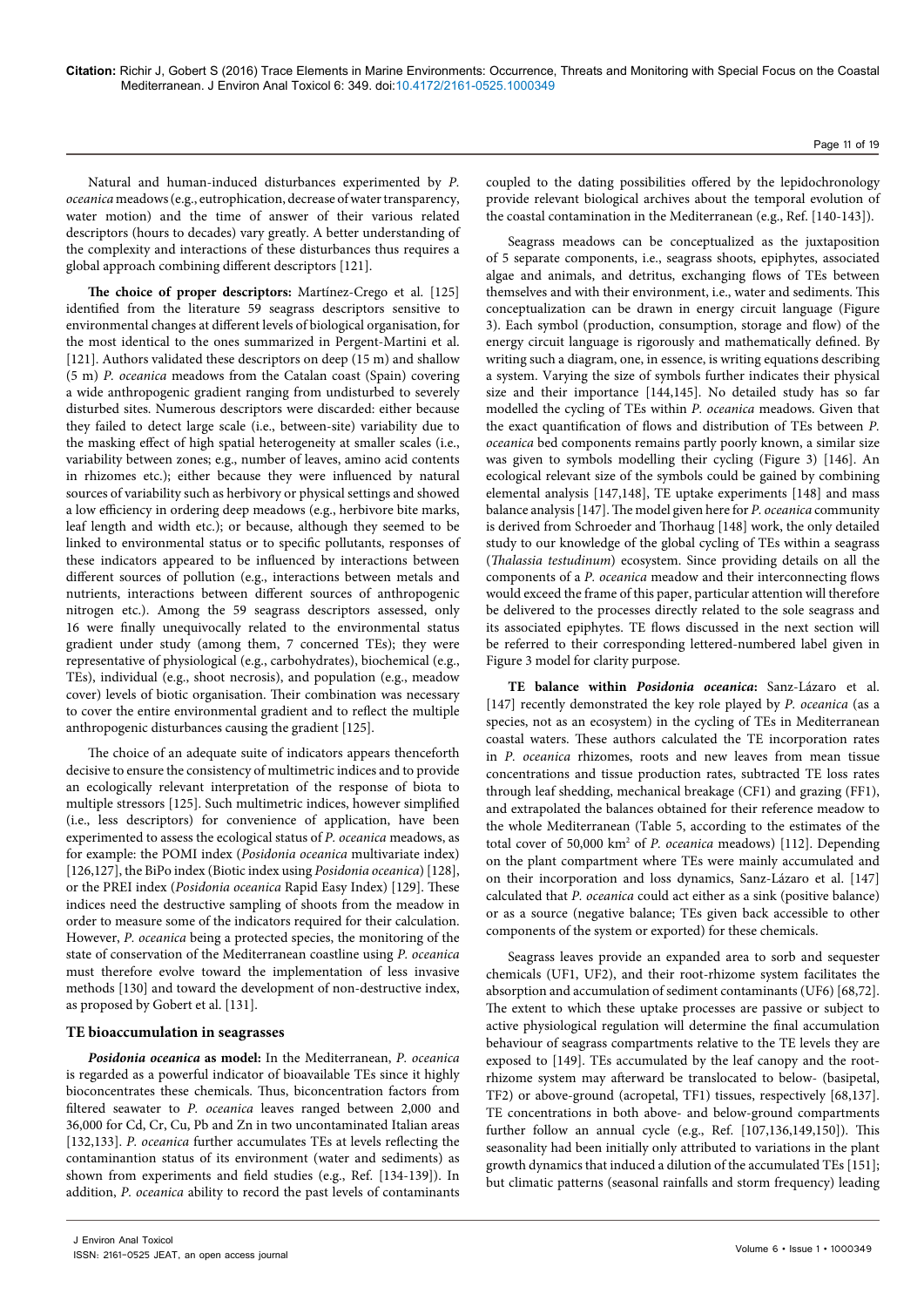Natural and human-induced disturbances experimented by *P. oceanica* meadows (e.g., eutrophication, decrease of water transparency, water motion) and the time of answer of their various related descriptors (hours to decades) vary greatly. A better understanding of the complexity and interactions of these disturbances thus requires a global approach combining different descriptors [121].

**The choice of proper descriptors:** Martínez-Crego et al. [125] identified from the literature 59 seagrass descriptors sensitive to environmental changes at different levels of biological organisation, for the most identical to the ones summarized in Pergent-Martini et al. [121]. Authors validated these descriptors on deep (15 m) and shallow (5 m) *P. oceanica* meadows from the Catalan coast (Spain) covering a wide anthropogenic gradient ranging from undisturbed to severely disturbed sites. Numerous descriptors were discarded: either because they failed to detect large scale (i.e., between-site) variability due to the masking effect of high spatial heterogeneity at smaller scales (i.e., variability between zones; e.g., number of leaves, amino acid contents in rhizomes etc.); either because they were influenced by natural sources of variability such as herbivory or physical settings and showed a low efficiency in ordering deep meadows (e.g., herbivore bite marks, leaf length and width etc.); or because, although they seemed to be linked to environmental status or to specific pollutants, responses of these indicators appeared to be influenced by interactions between different sources of pollution (e.g., interactions between metals and nutrients, interactions between different sources of anthropogenic nitrogen etc.). Among the 59 seagrass descriptors assessed, only 16 were finally unequivocally related to the environmental status gradient under study (among them, 7 concerned TEs); they were representative of physiological (e.g., carbohydrates), biochemical (e.g., TEs), individual (e.g., shoot necrosis), and population (e.g., meadow cover) levels of biotic organisation. Their combination was necessary to cover the entire environmental gradient and to reflect the multiple anthropogenic disturbances causing the gradient [125].

The choice of an adequate suite of indicators appears thenceforth decisive to ensure the consistency of multimetric indices and to provide an ecologically relevant interpretation of the response of biota to multiple stressors [125]. Such multimetric indices, however simplified (i.e., less descriptors) for convenience of application, have been experimented to assess the ecological status of *P. oceanica* meadows, as for example: the POMI index (*Posidonia oceanica* multivariate index) [126,127], the BiPo index (Biotic index using *Posidonia oceanica*) [128], or the PREI index (*Posidonia oceanica* Rapid Easy Index) [129]. These indices need the destructive sampling of shoots from the meadow in order to measure some of the indicators required for their calculation. However, *P. oceanica* being a protected species, the monitoring of the state of conservation of the Mediterranean coastline using *P. oceanica* must therefore evolve toward the implementation of less invasive methods [130] and toward the development of non-destructive index, as proposed by Gobert et al. [131].

### TE bioaccumulation in seagrasses

***Posidonia oceanica* as model:** In the Mediterranean, *P. oceanica* is regarded as a powerful indicator of bioavailable TEs since it highly bioconcentrates these chemicals. Thus, bioconcentration factors from filtered seawater to *P. oceanica* leaves ranged between 2,000 and 36,000 for Cd, Cr, Cu, Pb and Zn in two uncontaminated Italian areas [132,133]. *P. oceanica* further accumulates TEs at levels reflecting the contaminantion status of its environment (water and sediments) as shown from experiments and field studies (e.g., Ref. [134-139]). In addition, *P. oceanica* ability to record the past levels of contaminants coupled to the dating possibilities offered by the lepidochronology provide relevant biological archives about the temporal evolution of the coastal contamination in the Mediterranean (e.g., Ref. [140-143]).

Seagrass meadows can be conceptualized as the juxtaposition of 5 separate components, i.e., seagrass shoots, epiphytes, associated algae and animals, and detritus, exchanging flows of TEs between themselves and with their environment, i.e., water and sediments. This conceptualization can be drawn in energy circuit language (Figure 3). Each symbol (production, consumption, storage and flow) of the energy circuit language is rigorously and mathematically defined. By writing such a diagram, one, in essence, is writing equations describing a system. Varying the size of symbols further indicates their physical size and their importance [144,145]. No detailed study has so far modelled the cycling of TEs within *P. oceanica* meadows. Given that the exact quantification of flows and distribution of TEs between *P. oceanica* bed components remains partly poorly known, a similar size was given to symbols modelling their cycling (Figure 3) [146]. An ecological relevant size of the symbols could be gained by combining elemental analysis [147,148], TE uptake experiments [148] and mass balance analysis [147]. The model given here for *P. oceanica* community is derived from Schroeder and Thorhaug [148] work, the only detailed study to our knowledge of the global cycling of TEs within a seagrass (*Thalassia testudinum*) ecosystem. Since providing details on all the components of a *P. oceanica* meadow and their interconnecting flows would exceed the frame of this paper, particular attention will therefore be delivered to the processes directly related to the sole seagrass and its associated epiphytes. TE flows discussed in the next section will be referred to their corresponding lettered-numbered label given in Figure 3 model for clarity purpose.

**TE balance within *Posidonia oceanica*:** Sanz-Lázaro et al. [147] recently demonstrated the key role played by *P. oceanica* (as a species, not as an ecosystem) in the cycling of TEs in Mediterranean coastal waters. These authors calculated the TE incorporation rates in *P. oceanica* rhizomes, roots and new leaves from mean tissue concentrations and tissue production rates, subtracted TE loss rates through leaf shedding, mechanical breakage (CF1) and grazing (FF1), and extrapolated the balances obtained for their reference meadow to the whole Mediterranean (Table 5, according to the estimates of the total cover of 50,000 km² of *P. oceanica* meadows) [112]. Depending on the plant compartment where TEs were mainly accumulated and on their incorporation and loss dynamics, Sanz-Lázaro et al. [147] calculated that *P. oceanica* could act either as a sink (positive balance) or as a source (negative balance; TEs given back accessible to other components of the system or exported) for these chemicals.

Seagrass leaves provide an expanded area to sorb and sequester chemicals (UF1, UF2), and their root-rhizome system facilitates the absorption and accumulation of sediment contaminants (UF6) [68,72]. The extent to which these uptake processes are passive or subject to active physiological regulation will determine the final accumulation behaviour of seagrass compartments relative to the TE levels they are exposed to [149]. TEs accumulated by the leaf canopy and the root-rhizome system may afterward be translocated to below- (basipetal, TF2) or above-ground (acropetal, TF1) tissues, respectively [68,137]. TE concentrations in both above- and below-ground compartments further follow an annual cycle (e.g., Ref. [107,136,149,150]). This seasonality had been initially only attributed to variations in the plant growth dynamics that induced a dilution of the accumulated TEs [151]; but climatic patterns (seasonal rainfalls and storm frequency) leading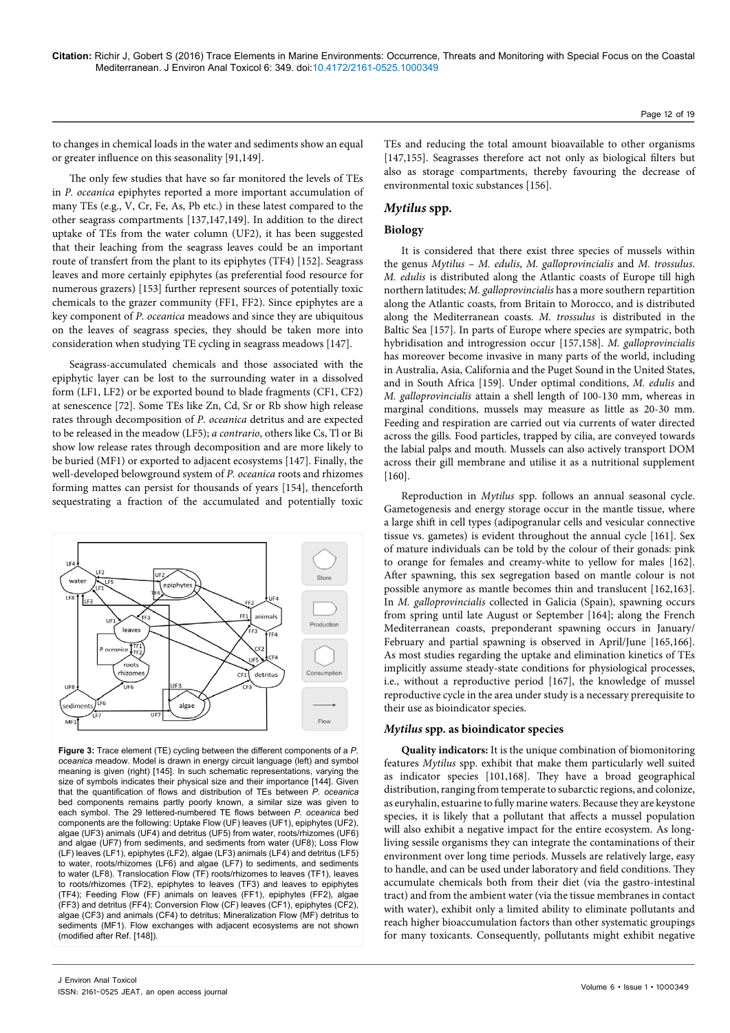to changes in chemical loads in the water and sediments show an equal or greater influence on this seasonality [91,149].

The only few studies that have so far monitored the levels of TEs in *P. oceanica* epiphytes reported a more important accumulation of many TEs (e.g., V, Cr, Fe, As, Pb etc.) in these latest compared to the other seagrass compartments [137,147,149]. In addition to the direct uptake of TEs from the water column (UF2), it has been suggested that their leaching from the seagrass leaves could be an important route of transfert from the plant to its epiphytes (TF4) [152]. Seagrass leaves and more certainly epiphytes (as preferential food resource for numerous grazers) [153] further represent sources of potentially toxic chemicals to the grazer community (FF1, FF2). Since epiphytes are a key component of *P. oceanica* meadows and since they are ubiquitous on the leaves of seagrass species, they should be taken more into consideration when studying TE cycling in seagrass meadows [147].

Seagrass-accumulated chemicals and those associated with the epiphytic layer can be lost to the surrounding water in a dissolved form (LF1, LF2) or be exported bound to blade fragments (CF1, CF2) at senescence [72]. Some TEs like Zn, Cd, Sr or Rb show high release rates through decomposition of *P. oceanica* detritus and are expected to be released in the meadow (LF5); *a contrario*, others like Cs, Tl or Bi show low release rates through decomposition and are more likely to be buried (MF1) or exported to adjacent ecosystems [147]. Finally, the well-developed belowground system of *P. oceanica* roots and rhizomes forming mattes can persist for thousands of years [154], thenceforth sequestrating a fraction of the accumulated and potentially toxic TEs and reducing the total amount bioavailable to other organisms [147,155]. Seagrasses therefore act not only as biological filters but also as storage compartments, thereby favouring the decrease of environmental toxic substances [156].

**Figure 3:** Trace element (TE) cycling between the different components of a *P. oceanica* meadow. Model is drawn in energy circuit language (left) and symbol meaning is given (right) [145]. In such schematic representations, varying the size of symbols indicates their physical size and their importance [144]. Given that the quantification of flows and distribution of TEs between *P. oceanica* bed components remains partly poorly known, a similar size was given to each symbol. The 29 lettered-numbered TE flows between *P. oceanica* bed components are the following: Uptake Flow (UF) leaves (UF1), epiphytes (UF2), algae (UF3) animals (UF4) and detritus (UF5) from water, roots/rhizomes (UF6) and algae (UF7) from sediments, and sediments from water (UF8); Loss Flow (LF) leaves (LF1), epiphytes (LF2), algae (LF3) animals (LF4) and detritus (LF5) to water, roots/rhizomes (LF6) and algae (LF7) to sediments, and sediments to water (LF8). Translocation Flow (TF) roots/rhizomes to leaves (TF1), leaves to roots/rhizomes (TF2), epiphytes to leaves (TF3) and leaves to epiphytes (TF4); Feeding Flow (FF) animals on leaves (FF1), epiphytes (FF2), algae (FF3) and detritus (FF4); Conversion Flow (CF) leaves (CF1), epiphytes (CF2), algae (CF3) and animals (CF4) to detritus; Mineralization Flow (MF) detritus to sediments (MF1). Flow exchanges with adjacent ecosystems are not shown (modified after Ref. [148]).

## *Mytilus* spp.

### Biology

It is considered that there exist three species of mussels within the genus *Mytilus* – *M. edulis*, *M. galloprovincialis* and *M. trossulus*. *M. edulis* is distributed along the Atlantic coasts of Europe till high northern latitudes; *M. galloprovincialis* has a more southern repartition along the Atlantic coasts, from Britain to Morocco, and is distributed along the Mediterranean coasts. *M. trossulus* is distributed in the Baltic Sea [157]. In parts of Europe where species are sympatric, both hybridisation and introgression occur [157,158]. *M. galloprovincialis* has moreover become invasive in many parts of the world, including in Australia, Asia, California and the Puget Sound in the United States, and in South Africa [159]. Under optimal conditions, *M. edulis* and *M. galloprovincialis* attain a shell length of 100-130 mm, whereas in marginal conditions, mussels may measure as little as 20-30 mm. Feeding and respiration are carried out via currents of water directed across the gills. Food particles, trapped by cilia, are conveyed towards the labial palps and mouth. Mussels can also actively transport DOM across their gill membrane and utilise it as a nutritional supplement [160].

Reproduction in *Mytilus* spp. follows an annual seasonal cycle. Gametogenesis and energy storage occur in the mantle tissue, where a large shift in cell types (adipogranular cells and vesicular connective tissue vs. gametes) is evident throughout the annual cycle [161]. Sex of mature individuals can be told by the colour of their gonads: pink to orange for females and creamy-white to yellow for males [162]. After spawning, this sex segregation based on mantle colour is not possible anymore as mantle becomes thin and translucent [162,163]. In *M. galloprovincialis* collected in Galicia (Spain), spawning occurs from spring until late August or September [164]; along the French Mediterranean coasts, preponderant spawning occurs in January/February and partial spawning is observed in April/June [165,166]. As most studies regarding the uptake and elimination kinetics of TEs implicitly assume steady-state conditions for physiological processes, i.e., without a reproductive period [167], the knowledge of mussel reproductive cycle in the area under study is a necessary prerequisite to their use as bioindicator species.

### *Mytilus* spp. as bioindicator species

**Quality indicators:** It is the unique combination of biomonitoring features *Mytilus* spp. exhibit that make them particularly well suited as indicator species [101,168]. They have a broad geographical distribution, ranging from temperate to subarctic regions, and colonize, as euryhalin, estuarine to fully marine waters. Because they are keystone species, it is likely that a pollutant that affects a mussel population will also exhibit a negative impact for the entire ecosystem. As long-living sessile organisms they can integrate the contaminations of their environment over long time periods. Mussels are relatively large, easy to handle, and can be used under laboratory and field conditions. They accumulate chemicals both from their diet (via the gastro-intestinal tract) and from the ambient water (via the tissue membranes in contact with water), exhibit only a limited ability to eliminate pollutants and reach higher bioaccumulation factors than other systematic groupings for many toxicants. Consequently, pollutants might exhibit negative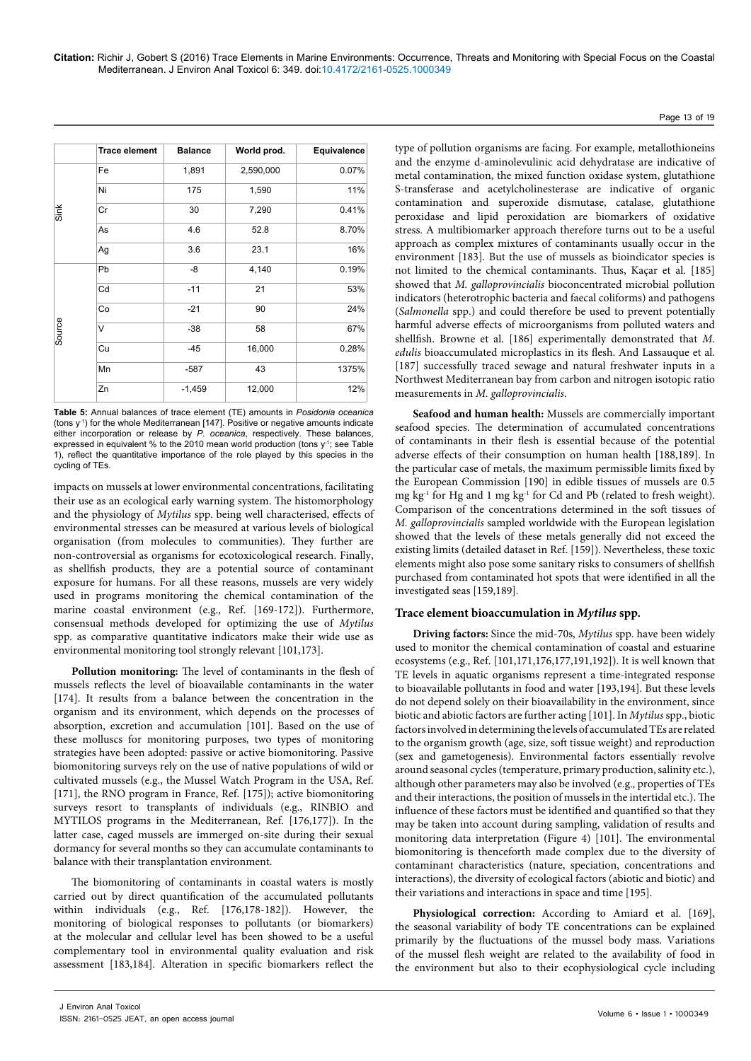| | Trace element | Balance | World prod. | Equivalence |
|---|---|---|---|---|
| Sink | Fe | 1,891 | 2,590,000 | 0.07% |
| | Ni | 175 | 1,590 | 11% |
| | Cr | 30 | 7,290 | 0.41% |
| | As | 4.6 | 52.8 | 8.70% |
| | Ag | 3.6 | 23.1 | 16% |
| Source | Pb | -8 | 4,140 | 0.19% |
| | Cd | -11 | 21 | 53% |
| | Co | -21 | 90 | 24% |
| | V | -38 | 58 | 67% |
| | Cu | -45 | 16,000 | 0.28% |
| | Mn | -587 | 43 | 1375% |
| | Zn | -1,459 | 12,000 | 12% |

**Table 5:** Annual balances of trace element (TE) amounts in *Posidonia oceanica* (tons $y^{-1}$) for the whole Mediterranean [147]. Positive or negative amounts indicate either incorporation or release by *P. oceanica*, respectively. These balances, expressed in equivalent % to the 2010 mean world production (tons $y^{-1}$; see Table 1), reflect the quantitative importance of the role played by this species in the cycling of TEs.

impacts on mussels at lower environmental concentrations, facilitating their use as an ecological early warning system. The histomorphology and the physiology of *Mytilus* spp. being well characterised, effects of environmental stresses can be measured at various levels of biological organisation (from molecules to communities). They further are non-controversial as organisms for ecotoxicological research. Finally, as shellfish products, they are a potential source of contaminant exposure for humans. For all these reasons, mussels are very widely used in programs monitoring the chemical contamination of the marine coastal environment (e.g., Ref. [169-172]). Furthermore, consensual methods developed for optimizing the use of *Mytilus* spp. as comparative quantitative indicators make their wide use as environmental monitoring tool strongly relevant [101,173].

**Pollution monitoring:** The level of contaminants in the flesh of mussels reflects the level of bioavailable contaminants in the water [174]. It results from a balance between the concentration in the organism and its environment, which depends on the processes of absorption, excretion and accumulation [101]. Based on the use of these molluscs for monitoring purposes, two types of monitoring strategies have been adopted: passive or active biomonitoring. Passive biomonitoring surveys rely on the use of native populations of wild or cultivated mussels (e.g., the Mussel Watch Program in the USA, Ref. [171], the RNO program in France, Ref. [175]); active biomonitoring surveys resort to transplants of individuals (e.g., RINBIO and MYTILOS programs in the Mediterranean, Ref. [176,177]). In the latter case, caged mussels are immerged on-site during their sexual dormancy for several months so they can accumulate contaminants to balance with their transplantation environment.

The biomonitoring of contaminants in coastal waters is mostly carried out by direct quantification of the accumulated pollutants within individuals (e.g., Ref. [176,178-182]). However, the monitoring of biological responses to pollutants (or biomarkers) at the molecular and cellular level has been showed to be a useful complementary tool in environmental quality evaluation and risk assessment [183,184]. Alteration in specific biomarkers reflect the type of pollution organisms are facing. For example, metallothioneins and the enzyme d-aminolevulinic acid dehydratase are indicative of metal contamination, the mixed function oxidase system, glutathione S-transferase and acetylcholinesterase are indicative of organic contamination and superoxide dismutase, catalase, glutathione peroxidase and lipid peroxidation are biomarkers of oxidative stress. A multibiomarker approach therefore turns out to be a useful approach as complex mixtures of contaminants usually occur in the environment [183]. But the use of mussels as bioindicator species is not limited to the chemical contaminants. Thus, Kaçar et al. [185] showed that *M. galloprovincialis* bioconcentrated microbial pollution indicators (heterotrophic bacteria and faecal coliforms) and pathogens (*Salmonella* spp.) and could therefore be used to prevent potentially harmful adverse effects of microorganisms from polluted waters and shellfish. Browne et al. [186] experimentally demonstrated that *M. edulis* bioaccumulated microplastics in its flesh. And Lassauque et al. [187] successfully traced sewage and natural freshwater inputs in a Northwest Mediterranean bay from carbon and nitrogen isotopic ratio measurements in *M. galloprovincialis*.

**Seafood and human health:** Mussels are commercially important seafood species. The determination of accumulated concentrations of contaminants in their flesh is essential because of the potential adverse effects of their consumption on human health [188,189]. In the particular case of metals, the maximum permissible limits fixed by the European Commission [190] in edible tissues of mussels are 0.5 mg $kg^{-1}$ for Hg and 1 mg $kg^{-1}$ for Cd and Pb (related to fresh weight). Comparison of the concentrations determined in the soft tissues of *M. galloprovincialis* sampled worldwide with the European legislation showed that the levels of these metals generally did not exceed the existing limits (detailed dataset in Ref. [159]). Nevertheless, these toxic elements might also pose some sanitary risks to consumers of shellfish purchased from contaminated hot spots that were identified in all the investigated seas [159,189].

### Trace element bioaccumulation in *Mytilus* spp.

**Driving factors:** Since the mid-70s, *Mytilus* spp. have been widely used to monitor the chemical contamination of coastal and estuarine ecosystems (e.g., Ref. [101,171,176,177,191,192]). It is well known that TE levels in aquatic organisms represent a time-integrated response to bioavailable pollutants in food and water [193,194]. But these levels do not depend solely on their bioavailability in the environment, since biotic and abiotic factors are further acting [101]. In *Mytilus* spp., biotic factors involved in determining the levels of accumulated TEs are related to the organism growth (age, size, soft tissue weight) and reproduction (sex and gametogenesis). Environmental factors essentially revolve around seasonal cycles (temperature, primary production, salinity etc.), although other parameters may also be involved (e.g., properties of TEs and their interactions, the position of mussels in the intertidal etc.). The influence of these factors must be identified and quantified so that they may be taken into account during sampling, validation of results and monitoring data interpretation (Figure 4) [101]. The environmental biomonitoring is thenceforth made complex due to the diversity of contaminant characteristics (nature, speciation, concentrations and interactions), the diversity of ecological factors (abiotic and biotic) and their variations and interactions in space and time [195].

**Physiological correction:** According to Amiard et al. [169], the seasonal variability of body TE concentrations can be explained primarily by the fluctuations of the mussel body mass. Variations of the mussel flesh weight are related to the availability of food in the environment but also to their ecophysiological cycle including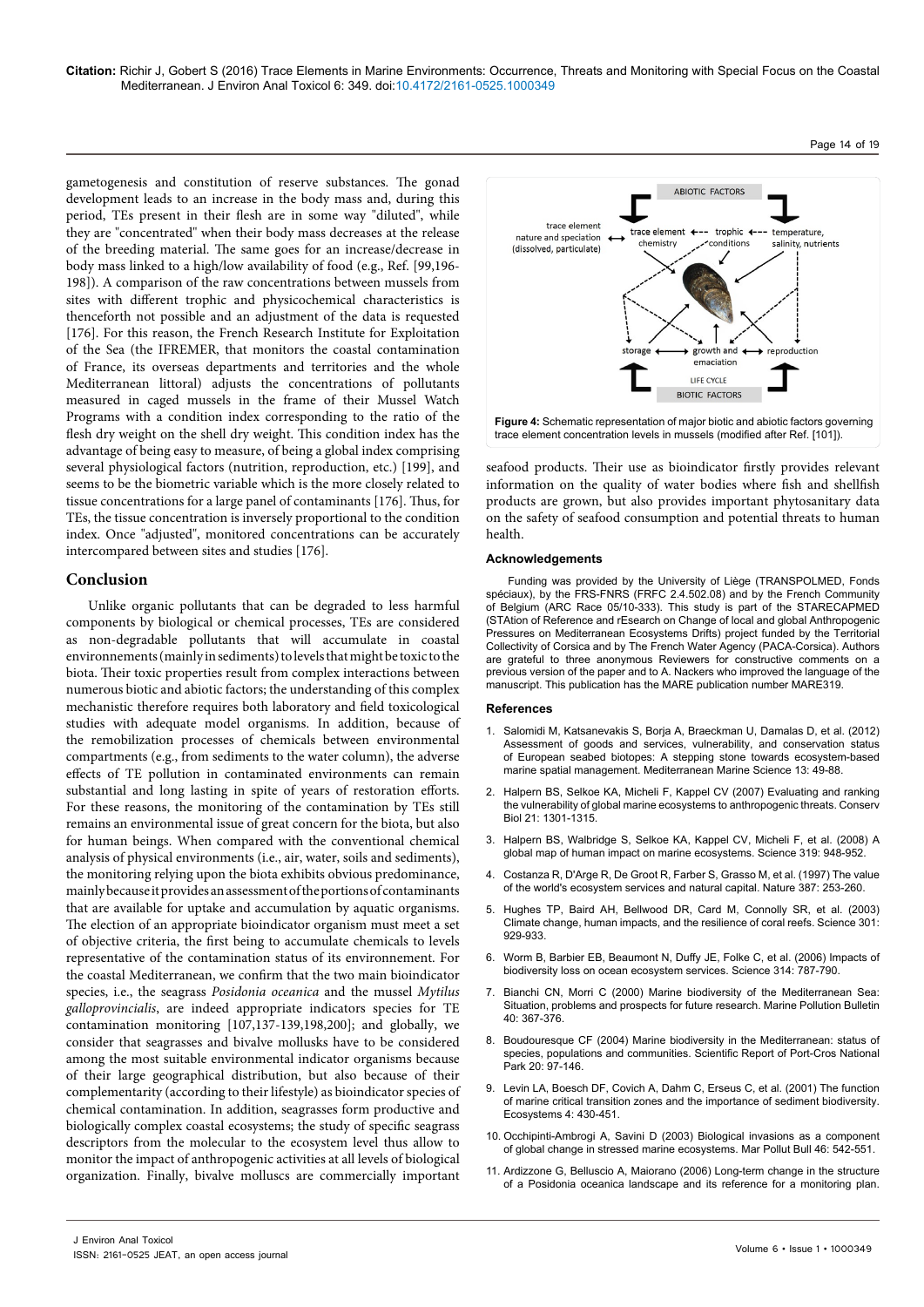gametogenesis and constitution of reserve substances. The gonad development leads to an increase in the body mass and, during this period, TEs present in their flesh are in some way "diluted", while they are "concentrated" when their body mass decreases at the release of the breeding material. The same goes for an increase/decrease in body mass linked to a high/low availability of food (e.g., Ref. [99,196-198]). A comparison of the raw concentrations between mussels from sites with different trophic and physicochemical characteristics is thenceforth not possible and an adjustment of the data is requested [176]. For this reason, the French Research Institute for Exploitation of the Sea (the IFREMER, that monitors the coastal contamination of France, its overseas departments and territories and the whole Mediterranean littoral) adjusts the concentrations of pollutants measured in caged mussels in the frame of their Mussel Watch Programs with a condition index corresponding to the ratio of the flesh dry weight on the shell dry weight. This condition index has the advantage of being easy to measure, of being a global index comprising several physiological factors (nutrition, reproduction, etc.) [199], and seems to be the biometric variable which is the more closely related to tissue concentrations for a large panel of contaminants [176]. Thus, for TEs, the tissue concentration is inversely proportional to the condition index. Once "adjusted", monitored concentrations can be accurately intercompared between sites and studies [176].

## Conclusion

Unlike organic pollutants that can be degraded to less harmful components by biological or chemical processes, TEs are considered as non-degradable pollutants that will accumulate in coastal environnements (mainly in sediments) to levels that might be toxic to the biota. Their toxic properties result from complex interactions between numerous biotic and abiotic factors; the understanding of this complex mechanistic therefore requires both laboratory and field toxicological studies with adequate model organisms. In addition, because of the remobilization processes of chemicals between environmental compartments (e.g., from sediments to the water column), the adverse effects of TE pollution in contaminated environments can remain substantial and long lasting in spite of years of restoration efforts. For these reasons, the monitoring of the contamination by TEs still remains an environmental issue of great concern for the biota, but also for human beings. When compared with the conventional chemical analysis of physical environments (i.e., air, water, soils and sediments), the monitoring relying upon the biota exhibits obvious predominance, mainly because it provides an assessment of the portions of contaminants that are available for uptake and accumulation by aquatic organisms. The election of an appropriate bioindicator organism must meet a set of objective criteria, the first being to accumulate chemicals to levels representative of the contamination status of its environment. For the coastal Mediterranean, we confirm that the two main bioindicator species, i.e., the seagrass *Posidonia oceanica* and the mussel *Mytilus galloprovincialis*, are indeed appropriate indicators species for TE contamination monitoring [107,137-139,198,200]; and globally, we consider that seagrasses and bivalve mollusks have to be considered among the most suitable environmental indicator organisms because of their large geographical distribution, but also because of their complementarity (according to their lifestyle) as bioindicator species of chemical contamination. In addition, seagrasses form productive and biologically complex coastal ecosystems; the study of specific seagrass descriptors from the molecular to the ecosystem level thus allow to monitor the impact of anthropogenic activities at all levels of biological organization. Finally, bivalve molluscs are commercially important

ABIOTIC FACTORS
trace element nature and speciation (dissolved, particulate)
trace element chemistry
trophic conditions
temperature, salinity, nutrients
storage
growth and emaciation
reproduction
LIFE CYCLE
BIOTIC FACTORS

**Figure 4:** Schematic representation of major biotic and abiotic factors governing trace element concentration levels in mussels (modified after Ref. [101]).

seafood products. Their use as bioindicator firstly provides relevant information on the quality of water bodies where fish and shellfish products are grown, but also provides important phytosanitary data on the safety of seafood consumption and potential threats to human health.

### Acknowledgements

Funding was provided by the University of Liège (TRANSPOLMED, Fonds spéciaux), by the FRS-FNRS (FRFC 2.4.502.08) and by the French Community of Belgium (ARC Race 05/10-333). This study is part of the STARECAPMED (STAtion of Reference and rEsearch on Change of local and global Anthropogenic Pressures on Mediterranean Ecosystems Drifts) project funded by the Territorial Collectivity of Corsica and by The French Water Agency (PACA-Corsica). Authors are grateful to three anonymous Reviewers for constructive comments on a previous version of the paper and to A. Nackers who improved the language of the manuscript. This publication has the MARE publication number MARE319.

### References

1. Salomidi M, Katsanevakis S, Borja A, Braeckman U, Damalas D, et al. (2012) Assessment of goods and services, vulnerability, and conservation status of European seabed biotopes: A stepping stone towards ecosystem-based marine spatial management. Mediterranean Marine Science 13: 49-88.
2. Halpern BS, Selkoe KA, Micheli F, Kappel CV (2007) Evaluating and ranking the vulnerability of global marine ecosystems to anthropogenic threats. Conserv Biol 21: 1301-1315.
3. Halpern BS, Walbridge S, Selkoe KA, Kappel CV, Micheli F, et al. (2008) A global map of human impact on marine ecosystems. Science 319: 948-952.
4. Costanza R, D'Arge R, De Groot R, Farber S, Grasso M, et al. (1997) The value of the world's ecosystem services and natural capital. Nature 387: 253-260.
5. Hughes TP, Baird AH, Bellwood DR, Card M, Connolly SR, et al. (2003) Climate change, human impacts, and the resilience of coral reefs. Science 301: 929-933.
6. Worm B, Barbier EB, Beaumont N, Duffy JE, Folke C, et al. (2006) Impacts of biodiversity loss on ocean ecosystem services. Science 314: 787-790.
7. Bianchi CN, Morri C (2000) Marine biodiversity of the Mediterranean Sea: Situation, problems and prospects for future research. Marine Pollution Bulletin 40: 367-376.
8. Boudouresque CF (2004) Marine biodiversity in the Mediterranean: status of species, populations and communities. Scientific Report of Port-Cros National Park 20: 97-146.
9. Levin LA, Boesch DF, Covich A, Dahm C, Erseus C, et al. (2001) The function of marine critical transition zones and the importance of sediment biodiversity. Ecosystems 4: 430-451.
10. Occhipinti-Ambrogi A, Savini D (2003) Biological invasions as a component of global change in stressed marine ecosystems. Mar Pollut Bull 46: 542-551.
11. Ardizzone G, Belluscio A, Maiorano (2006) Long-term change in the structure of a Posidonia oceanica landscape and its reference for a monitoring plan.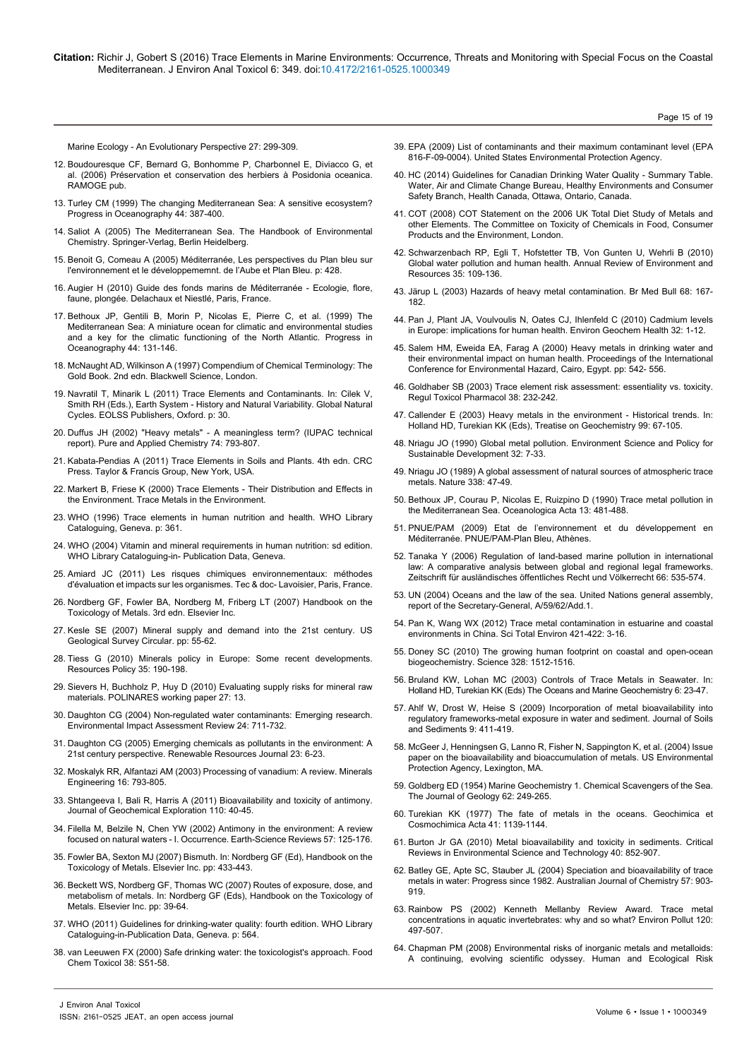Marine Ecology - An Evolutionary Perspective 27: 299-309.

12. Boudouresque CF, Bernard G, Bonhomme P, Charbonnel E, Diviacco G, et al. (2006) Préservation et conservation des herbiers à Posidonia oceanica. RAMOGE pub.
13. Turley CM (1999) The changing Mediterranean Sea: A sensitive ecosystem? Progress in Oceanography 44: 387-400.
14. Saliot A (2005) The Mediterranean Sea. The Handbook of Environmental Chemistry. Springer-Verlag, Berlin Heidelberg.
15. Benoit G, Comeau A (2005) Méditerranée, Les perspectives du Plan bleu sur l'environnement et le développememnt. de l'Aube et Plan Bleu. p: 428.
16. Augier H (2010) Guide des fonds marins de Méditerranée - Ecologie, flore, faune, plongée. Delachaux et Niestlé, Paris, France.
17. Bethoux JP, Gentili B, Morin P, Nicolas E, Pierre C, et al. (1999) The Mediterranean Sea: A miniature ocean for climatic and environmental studies and a key for the climatic functioning of the North Atlantic. Progress in Oceanography 44: 131-146.
18. McNaught AD, Wilkinson A (1997) Compendium of Chemical Terminology: The Gold Book. 2nd edn. Blackwell Science, London.
19. Navratil T, Minarik L (2011) Trace Elements and Contaminants. In: Cilek V, Smith RH (Eds.), Earth System - History and Natural Variability. Global Natural Cycles. EOLSS Publishers, Oxford. p: 30.
20. Duffus JH (2002) "Heavy metals" - A meaningless term? (IUPAC technical report). Pure and Applied Chemistry 74: 793-807.
21. Kabata-Pendias A (2011) Trace Elements in Soils and Plants. 4th edn. CRC Press. Taylor & Francis Group, New York, USA.
22. Markert B, Friese K (2000) Trace Elements - Their Distribution and Effects in the Environment. Trace Metals in the Environment.
23. WHO (1996) Trace elements in human nutrition and health. WHO Library Cataloguing, Geneva. p: 361.
24. WHO (2004) Vitamin and mineral requirements in human nutrition: sd edition. WHO Library Cataloguing-in- Publication Data, Geneva.
25. Amiard JC (2011) Les risques chimiques environnementaux: méthodes d'évaluation et impacts sur les organismes. Tec & doc- Lavoisier, Paris, France.
26. Nordberg GF, Fowler BA, Nordberg M, Friberg LT (2007) Handbook on the Toxicology of Metals. 3rd edn. Elsevier Inc.
27. Kesle SE (2007) Mineral supply and demand into the 21st century. US Geological Survey Circular. pp: 55-62.
28. Tiess G (2010) Minerals policy in Europe: Some recent developments. Resources Policy 35: 190-198.
29. Sievers H, Buchholz P, Huy D (2010) Evaluating supply risks for mineral raw materials. POLINARES working paper 27: 13.
30. Daughton CG (2004) Non-regulated water contaminants: Emerging research. Environmental Impact Assessment Review 24: 711-732.
31. Daughton CG (2005) Emerging chemicals as pollutants in the environment: A 21st century perspective. Renewable Resources Journal 23: 6-23.
32. Moskalyk RR, Alfantazi AM (2003) Processing of vanadium: A review. Minerals Engineering 16: 793-805.
33. Shtangeeva I, Bali R, Harris A (2011) Bioavailability and toxicity of antimony. Journal of Geochemical Exploration 110: 40-45.
34. Filella M, Belzile N, Chen YW (2002) Antimony in the environment: A review focused on natural waters - I. Occurrence. Earth-Science Reviews 57: 125-176.
35. Fowler BA, Sexton MJ (2007) Bismuth. In: Nordberg GF (Ed), Handbook on the Toxicology of Metals. Elsevier Inc. pp: 433-443.
36. Beckett WS, Nordberg GF, Thomas WC (2007) Routes of exposure, dose, and metabolism of metals. In: Nordberg GF (Eds), Handbook on the Toxicology of Metals. Elsevier Inc. pp: 39-64.
37. WHO (2011) Guidelines for drinking-water quality: fourth edition. WHO Library Cataloguing-in-Publication Data, Geneva. p: 564.
38. van Leeuwen FX (2000) Safe drinking water: the toxicologist's approach. Food Chem Toxicol 38: S51-58.
39. EPA (2009) List of contaminants and their maximum contaminant level (EPA 816-F-09-0004). United States Environmental Protection Agency.
40. HC (2014) Guidelines for Canadian Drinking Water Quality - Summary Table. Water, Air and Climate Change Bureau, Healthy Environments and Consumer Safety Branch, Health Canada, Ottawa, Ontario, Canada.
41. COT (2008) COT Statement on the 2006 UK Total Diet Study of Metals and other Elements. The Committee on Toxicity of Chemicals in Food, Consumer Products and the Environment, London.
42. Schwarzenbach RP, Egli T, Hofstetter TB, Von Gunten U, Wehrli B (2010) Global water pollution and human health. Annual Review of Environment and Resources 35: 109-136.
43. Järup L (2003) Hazards of heavy metal contamination. Br Med Bull 68: 167-182.
44. Pan J, Plant JA, Voulvoulis N, Oates CJ, Ihlenfeld C (2010) Cadmium levels in Europe: implications for human health. Environ Geochem Health 32: 1-12.
45. Salem HM, Eweida EA, Farag A (2000) Heavy metals in drinking water and their environmental impact on human health. Proceedings of the International Conference for Environmental Hazard, Cairo, Egypt. pp: 542- 556.
46. Goldhaber SB (2003) Trace element risk assessment: essentiality vs. toxicity. Regul Toxicol Pharmacol 38: 232-242.
47. Callender E (2003) Heavy metals in the environment - Historical trends. In: Holland HD, Turekian KK (Eds), Treatise on Geochemistry 99: 67-105.
48. Nriagu JO (1990) Global metal pollution. Environment Science and Policy for Sustainable Development 32: 7-33.
49. Nriagu JO (1989) A global assessment of natural sources of atmospheric trace metals. Nature 338: 47-49.
50. Bethoux JP, Courau P, Nicolas E, Ruizpino D (1990) Trace metal pollution in the Mediterranean Sea. Oceanologica Acta 13: 481-488.
51. PNUE/PAM (2009) Etat de l'environnement et du développement en Méditerranée. PNUE/PAM-Plan Bleu, Athènes.
52. Tanaka Y (2006) Regulation of land-based marine pollution in international law: A comparative analysis between global and regional legal frameworks. Zeitschrift für ausländisches öffentliches Recht und Völkerrecht 66: 535-574.
53. UN (2004) Oceans and the law of the sea. United Nations general assembly, report of the Secretary-General, A/59/62/Add.1.
54. Pan K, Wang WX (2012) Trace metal contamination in estuarine and coastal environments in China. Sci Total Environ 421-422: 3-16.
55. Doney SC (2010) The growing human footprint on coastal and open-ocean biogeochemistry. Science 328: 1512-1516.
56. Bruland KW, Lohan MC (2003) Controls of Trace Metals in Seawater. In: Holland HD, Turekian KK (Eds) The Oceans and Marine Geochemistry 6: 23-47.
57. Ahlf W, Drost W, Heise S (2009) Incorporation of metal bioavailability into regulatory frameworks-metal exposure in water and sediment. Journal of Soils and Sediments 9: 411-419.
58. McGeer J, Henningsen G, Lanno R, Fisher N, Sappington K, et al. (2004) Issue paper on the bioavailability and bioaccumulation of metals. US Environmental Protection Agency, Lexington, MA.
59. Goldberg ED (1954) Marine Geochemistry 1. Chemical Scavengers of the Sea. The Journal of Geology 62: 249-265.
60. Turekian KK (1977) The fate of metals in the oceans. Geochimica et Cosmochimica Acta 41: 1139-1144.
61. Burton Jr GA (2010) Metal bioavailability and toxicity in sediments. Critical Reviews in Environmental Science and Technology 40: 852-907.
62. Batley GE, Apte SC, Stauber JL (2004) Speciation and bioavailability of trace metals in water: Progress since 1982. Australian Journal of Chemistry 57: 903-919.
63. Rainbow PS (2002) Kenneth Mellanby Review Award. Trace metal concentrations in aquatic invertebrates: why and so what? Environ Pollut 120: 497-507.
64. Chapman PM (2008) Environmental risks of inorganic metals and metalloids: A continuing, evolving scientific odyssey. Human and Ecological Risk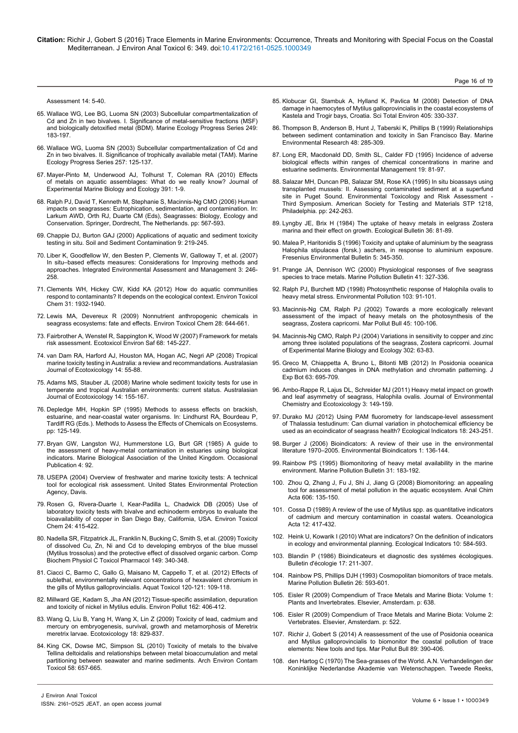Assessment 14: 5-40.

65. Wallace WG, Lee BG, Luoma SN (2003) Subcellular compartmentalization of Cd and Zn in two bivalves. I. Significance of metal-sensitive fractions (MSF) and biologically detoxified metal (BDM). Marine Ecology Progress Series 249: 183-197.

66. Wallace WG, Luoma SN (2003) Subcellular compartmentalization of Cd and Zn in two bivalves. II. Significance of trophically available metal (TAM). Marine Ecology Progress Series 257: 125-137.

67. Mayer-Pinto M, Underwood AJ, Tolhurst T, Coleman RA (2010) Effects of metals on aquatic assemblages: What do we really know? Journal of Experimental Marine Biology and Ecology 391: 1-9.

68. Ralph PJ, David T, Kenneth M, Stephanie S, Macinnis-Ng CMO (2006) Human impacts on seagrasses: Eutrophication, sedimentation, and contamination. In: Larkum AWD, Orth RJ, Duarte CM (Eds), Seagrasses: Biology, Ecology and Conservation. Springer, Dordrecht, The Netherlands. pp: 567-593.

69. Chappie DJ, Burton GAJ (2000) Applications of aquatic and sediment toxicity testing in situ. Soil and Sediment Contamination 9: 219-245.

70. Liber K, Goodfellow W, den Besten P, Clements W, Galloway T, et al. (2007) In situ–based effects measures: Considerations for Improving methods and approaches. Integrated Environmental Assessment and Management 3: 246-258.

71. Clements WH, Hickey CW, Kidd KA (2012) How do aquatic communities respond to contaminants? It depends on the ecological context. Environ Toxicol Chem 31: 1932-1940.

72. Lewis MA, Devereux R (2009) Nonnutrient anthropogenic chemicals in seagrass ecosystems: fate and effects. Environ Toxicol Chem 28: 644-661.

73. Fairbrother A, Wenstel R, Sappington K, Wood W (2007) Framework for metals risk assessment. Ecotoxicol Environ Saf 68: 145-227.

74. van Dam RA, Harford AJ, Houston MA, Hogan AC, Negri AP (2008) Tropical marine toxicity testing in Australia: a review and recommandations. Australasian Journal of Ecotoxicology 14: 55-88.

75. Adams MS, Stauber JL (2008) Marine whole sediment toxicity tests for use in temperate and tropical Australian environments: current status. Australasian Journal of Ecotoxicology 14: 155-167.

76. Depledge MH, Hopkin SP (1995) Methods to assess effects on brackish, estuarine, and near-coastal water organisms. In: Lindhurst RA, Bourdeau P, Tardiff RG (Eds.). Methods to Assess the Effects of Chemicals on Ecosystems. pp: 125-149.

77. Bryan GW, Langston WJ, Hummerstone LG, Burt GR (1985) A guide to the assessment of heavy-metal contamination in estuaries using biological indicators. Marine Biological Association of the United Kingdom. Occasional Publication 4: 92.

78. USEPA (2004) Overview of freshwater and marine toxicity tests: A technical tool for ecological risk assessment. United States Environmental Protection Agency, Davis.

79. Rosen G, Rivera-Duarte I, Kear-Padilla L, Chadwick DB (2005) Use of laboratory toxicity tests with bivalve and echinoderm embryos to evaluate the bioavailability of copper in San Diego Bay, California, USA. Environ Toxicol Chem 24: 415-422.

80. Nadella SR, Fitzpatrick JL, Franklin N, Bucking C, Smith S, et al. (2009) Toxicity of dissolved Cu, Zn, Ni and Cd to developing embryos of the blue mussel (Mytilus trossolus) and the protective effect of dissolved organic carbon. Comp Biochem Physiol C Toxicol Pharmacol 149: 340-348.

81. Ciacci C, Barmo C, Gallo G, Maisano M, Cappello T, et al. (2012) Effects of sublethal, environmentally relevant concentrations of hexavalent chromium in the gills of Mytilus galloprovincialis. Aquat Toxicol 120-121: 109-118.

82. Millward GE, Kadam S, Jha AN (2012) Tissue-specific assimilation, depuration and toxicity of nickel in Mytilus edulis. Environ Pollut 162: 406-412.

83. Wang Q, Liu B, Yang H, Wang X, Lin Z (2009) Toxicity of lead, cadmium and mercury on embryogenesis, survival, growth and metamorphosis of Meretrix meretrix larvae. Ecotoxicology 18: 829-837.

84. King CK, Dowse MC, Simpson SL (2010) Toxicity of metals to the bivalve Tellina deltoidalis and relationships between metal bioaccumulation and metal partitioning between seawater and marine sediments. Arch Environ Contam Toxicol 58: 657-665.

85. Klobucar GI, Stambuk A, Hylland K, Pavlica M (2008) Detection of DNA damage in haemocytes of Mytilus galloprovincialis in the coastal ecosystems of Kastela and Trogir bays, Croatia. Sci Total Environ 405: 330-337.

86. Thompson B, Anderson B, Hunt J, Taberski K, Phillips B (1999) Relationships between sediment contamination and toxicity in San Francisco Bay. Marine Environmental Research 48: 285-309.

87. Long ER, Macdonald DD, Smith SL, Calder FD (1995) Incidence of adverse biological effects within ranges of chemical concentrations in marine and estuarine sediments. Environmental Management 19: 81-97.

88. Salazar MH, Duncan PB, Salazar SM, Rose KA (1995) In situ bioassays using transplanted mussels: II. Assessing contaminated sediment at a superfund site in Puget Sound. Environmental Toxicology and Risk Assessment - Third Symposium. American Society for Testing and Materials STP 1218, Philadelphia. pp: 242-263.

89. Lyngby JE, Brix H (1984) The uptake of heavy metals in eelgrass Zostera marina and their effect on growth. Ecological Bulletin 36: 81-89.

90. Malea P, Haritonidis S (1996) Toxicity and uptake of aluminium by the seagrass Halophila stipulacea (forsk.) aschers, in response to aluminium exposure. Fresenius Environmental Bulletin 5: 345-350.

91. Prange JA, Dennison WC (2000) Physiological responses of five seagrass species to trace metals. Marine Pollution Bulletin 41: 327-336.

92. Ralph PJ, Burchett MD (1998) Photosynthetic response of Halophila ovalis to heavy metal stress. Environmental Pollution 103: 91-101.

93. Macinnis-Ng CM, Ralph PJ (2002) Towards a more ecologically relevant assessment of the impact of heavy metals on the photosynthesis of the seagrass, Zostera capricorni. Mar Pollut Bull 45: 100-106.

94. Macinnis-Ng CMO, Ralph PJ (2004) Variations in sensitivity to copper and zinc among three isolated populations of the seagrass, Zostera capricorni. Journal of Experimental Marine Biology and Ecology 302: 63-83.

95. Greco M, Chiappetta A, Bruno L, Bitonti MB (2012) In Posidonia oceanica cadmium induces changes in DNA methylation and chromatin patterning. J Exp Bot 63: 695-709.

96. Ambo-Rappe R, Lajus DL, Schreider MJ (2011) Heavy metal impact on growth and leaf asymmetry of seagrass, Halophila ovalis. Journal of Environmental Chemistry and Ecotoxicology 3: 149-159.

97. Durako MJ (2012) Using PAM fluorometry for landscape-level assessment of Thalassia testudinum: Can diurnal variation in photochemical efficiency be used as an ecoindicator of seagrass health? Ecological Indicators 18: 243-251.

98. Burger J (2006) Bioindicators: A review of their use in the environmental literature 1970–2005. Environmental Bioindicators 1: 136-144.

99. Rainbow PS (1995) Biomonitoring of heavy metal availability in the marine environment. Marine Pollution Bulletin 31: 183-192.

100. Zhou Q, Zhang J, Fu J, Shi J, Jiang G (2008) Biomonitoring: an appealing tool for assessment of metal pollution in the aquatic ecosystem. Anal Chim Acta 606: 135-150.

101. Cossa D (1989) A review of the use of Mytilus spp. as quantitative indicators of cadmium and mercury contamination in coastal waters. Oceanologica Acta 12: 417-432.

102. Heink U, Kowarik I (2010) What are indicators? On the definition of indicators in ecology and environmental planning. Ecological Indicators 10: 584-593.

103. Blandin P (1986) Bioindicateurs et diagnostic des systémes écologiques. Bulletin d'écologie 17: 211-307.

104. Rainbow PS, Phillips DJH (1993) Cosmopolitan biomonitors of trace metals. Marine Pollution Bulletin 26: 593-601.

105. Eisler R (2009) Compendium of Trace Metals and Marine Biota: Volume 1: Plants and Invertebrates. Elsevier, Amsterdam. p: 638.

106. Eisler R (2009) Compendium of Trace Metals and Marine Biota: Volume 2: Vertebrates. Elsevier, Amsterdam. p: 522.

107. Richir J, Gobert S (2014) A reassessment of the use of Posidonia oceanica and Mytilus galloprovincialis to biomonitor the coastal pollution of trace elements: New tools and tips. Mar Pollut Bull 89: 390-406.

108. den Hartog C (1970) The Sea-grasses of the World. A.N. Verhandelingen der Koninklijke Nederlandse Akademie van Wetenschappen. Tweede Reeks,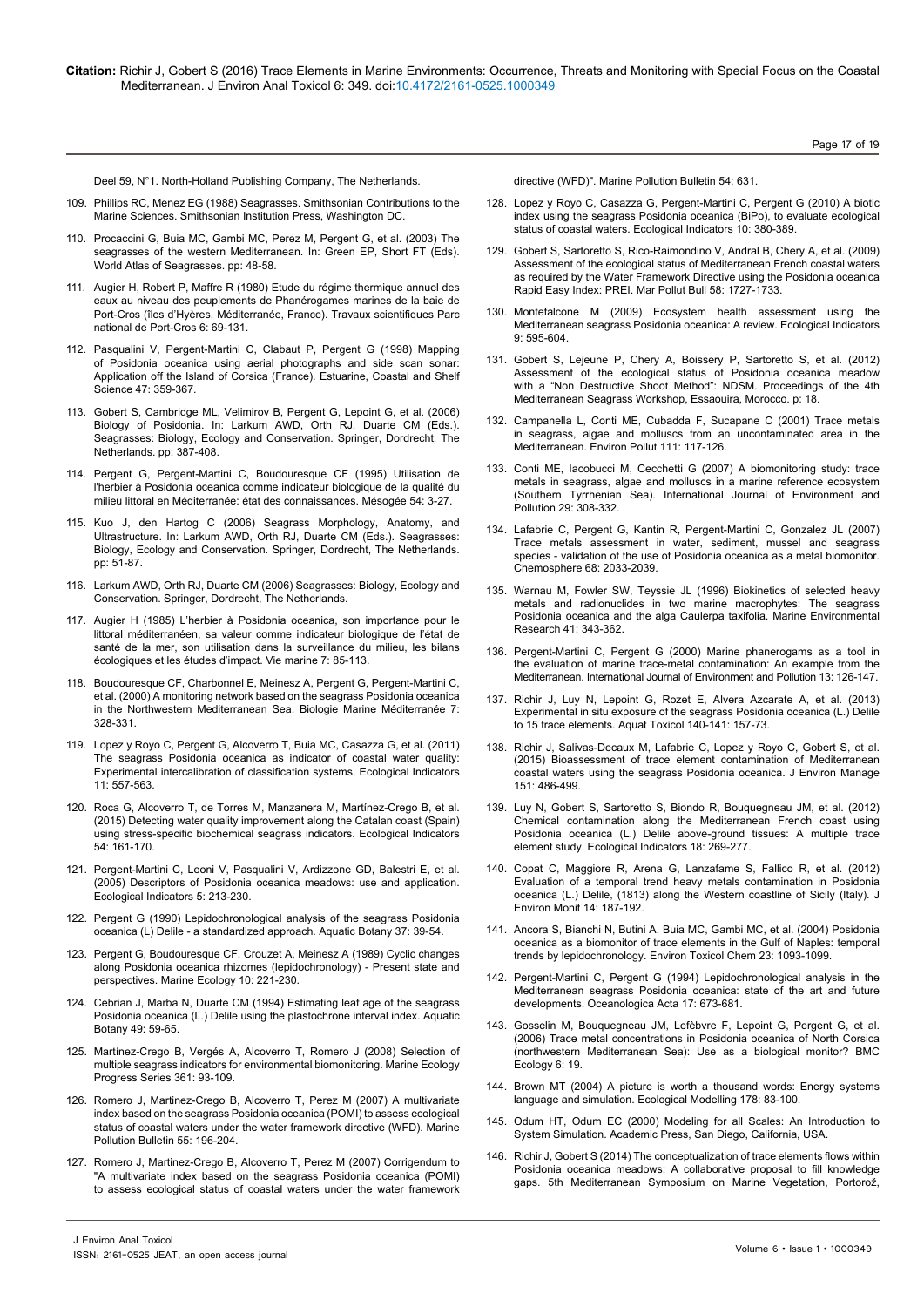Deel 59, N°1. North-Holland Publishing Company, The Netherlands.

109. Phillips RC, Menez EG (1988) Seagrasses. Smithsonian Contributions to the Marine Sciences. Smithsonian Institution Press, Washington DC.

110. Procaccini G, Buia MC, Gambi MC, Perez M, Pergent G, et al. (2003) The seagrasses of the western Mediterranean. In: Green EP, Short FT (Eds). World Atlas of Seagrasses. pp: 48-58.

111. Augier H, Robert P, Maffre R (1980) Etude du régime thermique annuel des eaux au niveau des peuplements de Phanérogames marines de la baie de Port-Cros (îles d'Hyères, Méditerranée, France). Travaux scientifiques Parc national de Port-Cros 6: 69-131.

112. Pasqualini V, Pergent-Martini C, Clabaut P, Pergent G (1998) Mapping of Posidonia oceanica using aerial photographs and side scan sonar: Application off the Island of Corsica (France). Estuarine, Coastal and Shelf Science 47: 359-367.

113. Gobert S, Cambridge ML, Velimirov B, Pergent G, Lepoint G, et al. (2006) Biology of Posidonia. In: Larkum AWD, Orth RJ, Duarte CM (Eds.). Seagrasses: Biology, Ecology and Conservation. Springer, Dordrecht, The Netherlands. pp: 387-408.

114. Pergent G, Pergent-Martini C, Boudouresque CF (1995) Utilisation de l'herbier à Posidonia oceanica comme indicateur biologique de la qualité du milieu littoral en Méditerranée: état des connaissances. Mésogée 54: 3-27.

115. Kuo J, den Hartog C (2006) Seagrass Morphology, Anatomy, and Ultrastructure. In: Larkum AWD, Orth RJ, Duarte CM (Eds.). Seagrasses: Biology, Ecology and Conservation. Springer, Dordrecht, The Netherlands. pp: 51-87.

116. Larkum AWD, Orth RJ, Duarte CM (2006) Seagrasses: Biology, Ecology and Conservation. Springer, Dordrecht, The Netherlands.

117. Augier H (1985) L'herbier à Posidonia oceanica, son importance pour le littoral méditerranéen, sa valeur comme indicateur biologique de l'état de santé de la mer, son utilisation dans la surveillance du milieu, les bilans écologiques et les études d'impact. Vie marine 7: 85-113.

118. Boudouresque CF, Charbonnel E, Meinesz A, Pergent G, Pergent-Martini C, et al. (2000) A monitoring network based on the seagrass Posidonia oceanica in the Northwestern Mediterranean Sea. Biologie Marine Méditerranée 7: 328-331.

119. Lopez y Royo C, Pergent G, Alcoverro T, Buia MC, Casazza G, et al. (2011) The seagrass Posidonia oceanica as indicator of coastal water quality: Experimental intercalibration of classification systems. Ecological Indicators 11: 557-563.

120. Roca G, Alcoverro T, de Torres M, Manzanera M, Martínez-Crego B, et al. (2015) Detecting water quality improvement along the Catalan coast (Spain) using stress-specific biochemical seagrass indicators. Ecological Indicators 54: 161-170.

121. Pergent-Martini C, Leoni V, Pasqualini V, Ardizzone GD, Balestri E, et al. (2005) Descriptors of Posidonia oceanica meadows: use and application. Ecological Indicators 5: 213-230.

122. Pergent G (1990) Lepidochronological analysis of the seagrass Posidonia oceanica (L) Delile - a standardized approach. Aquatic Botany 37: 39-54.

123. Pergent G, Boudouresque CF, Crouzet A, Meinesz A (1989) Cyclic changes along Posidonia oceanica rhizomes (lepidochronology) - Present state and perspectives. Marine Ecology 10: 221-230.

124. Cebrian J, Marba N, Duarte CM (1994) Estimating leaf age of the seagrass Posidonia oceanica (L.) Delile using the plastochrone interval index. Aquatic Botany 49: 59-65.

125. Martínez-Crego B, Vergés A, Alcoverro T, Romero J (2008) Selection of multiple seagrass indicators for environmental biomonitoring. Marine Ecology Progress Series 361: 93-109.

126. Romero J, Martinez-Crego B, Alcoverro T, Perez M (2007) A multivariate index based on the seagrass Posidonia oceanica (POMI) to assess ecological status of coastal waters under the water framework directive (WFD). Marine Pollution Bulletin 55: 196-204.

127. Romero J, Martinez-Crego B, Alcoverro T, Perez M (2007) Corrigendum to "A multivariate index based on the seagrass Posidonia oceanica (POMI) to assess ecological status of coastal waters under the water framework directive (WFD)". Marine Pollution Bulletin 54: 631.

128. Lopez y Royo C, Casazza G, Pergent-Martini C, Pergent G (2010) A biotic index using the seagrass Posidonia oceanica (BiPo), to evaluate ecological status of coastal waters. Ecological Indicators 10: 380-389.

129. Gobert S, Sartoretto S, Rico-Raimondino V, Andral B, Chery A, et al. (2009) Assessment of the ecological status of Mediterranean French coastal waters as required by the Water Framework Directive using the Posidonia oceanica Rapid Easy Index: PREI. Mar Pollut Bull 58: 1727-1733.

130. Montefalcone M (2009) Ecosystem health assessment using the Mediterranean seagrass Posidonia oceanica: A review. Ecological Indicators 9: 595-604.

131. Gobert S, Lejeune P, Chery A, Boissery P, Sartoretto S, et al. (2012) Assessment of the ecological status of Posidonia oceanica meadow with a "Non Destructive Shoot Method": NDSM. Proceedings of the 4th Mediterranean Seagrass Workshop, Essaouira, Morocco. p: 18.

132. Campanella L, Conti ME, Cubadda F, Sucapane C (2001) Trace metals in seagrass, algae and molluscs from an uncontaminated area in the Mediterranean. Environ Pollut 111: 117-126.

133. Conti ME, Iacobucci M, Cecchetti G (2007) A biomonitoring study: trace metals in seagrass, algae and molluscs in a marine reference ecosystem (Southern Tyrrhenian Sea). International Journal of Environment and Pollution 29: 308-332.

134. Lafabrie C, Pergent G, Kantin R, Pergent-Martini C, Gonzalez JL (2007) Trace metals assessment in water, sediment, mussel and seagrass species - validation of the use of Posidonia oceanica as a metal biomonitor. Chemosphere 68: 2033-2039.

135. Warnau M, Fowler SW, Teyssie JL (1996) Biokinetics of selected heavy metals and radionuclides in two marine macrophytes: The seagrass Posidonia oceanica and the alga Caulerpa taxifolia. Marine Environmental Research 41: 343-362.

136. Pergent-Martini C, Pergent G (2000) Marine phanerogams as a tool in the evaluation of marine trace-metal contamination: An example from the Mediterranean. International Journal of Environment and Pollution 13: 126-147.

137. Richir J, Luy N, Lepoint G, Rozet E, Alvera Azcarate A, et al. (2013) Experimental in situ exposure of the seagrass Posidonia oceanica (L.) Delile to 15 trace elements. Aquat Toxicol 140-141: 157-73.

138. Richir J, Salivas-Decaux M, Lafabrie C, Lopez y Royo C, Gobert S, et al. (2015) Bioassessment of trace element contamination of Mediterranean coastal waters using the seagrass Posidonia oceanica. J Environ Manage 151: 486-499.

139. Luy N, Gobert S, Sartoretto S, Biondo R, Bouquegneau JM, et al. (2012) Chemical contamination along the Mediterranean French coast using Posidonia oceanica (L.) Delile above-ground tissues: A multiple trace element study. Ecological Indicators 18: 269-277.

140. Copat C, Maggiore R, Arena G, Lanzafame S, Fallico R, et al. (2012) Evaluation of a temporal trend heavy metals contamination in Posidonia oceanica (L.) Delile, (1813) along the Western coastline of Sicily (Italy). J Environ Monit 14: 187-192.

141. Ancora S, Bianchi N, Butini A, Buia MC, Gambi MC, et al. (2004) Posidonia oceanica as a biomonitor of trace elements in the Gulf of Naples: temporal trends by lepidochronology. Environ Toxicol Chem 23: 1093-1099.

142. Pergent-Martini C, Pergent G (1994) Lepidochronological analysis in the Mediterranean seagrass Posidonia oceanica: state of the art and future developments. Oceanologica Acta 17: 673-681.

143. Gosselin M, Bouquegneau JM, Lefèbvre F, Lepoint G, Pergent G, et al. (2006) Trace metal concentrations in Posidonia oceanica of North Corsica (northwestern Mediterranean Sea): Use as a biological monitor? BMC Ecology 6: 19.

144. Brown MT (2004) A picture is worth a thousand words: Energy systems language and simulation. Ecological Modelling 178: 83-100.

145. Odum HT, Odum EC (2000) Modeling for all Scales: An Introduction to System Simulation. Academic Press, San Diego, California, USA.

146. Richir J, Gobert S (2014) The conceptualization of trace elements flows within Posidonia oceanica meadows: A collaborative proposal to fill knowledge gaps. 5th Mediterranean Symposium on Marine Vegetation, Portorož,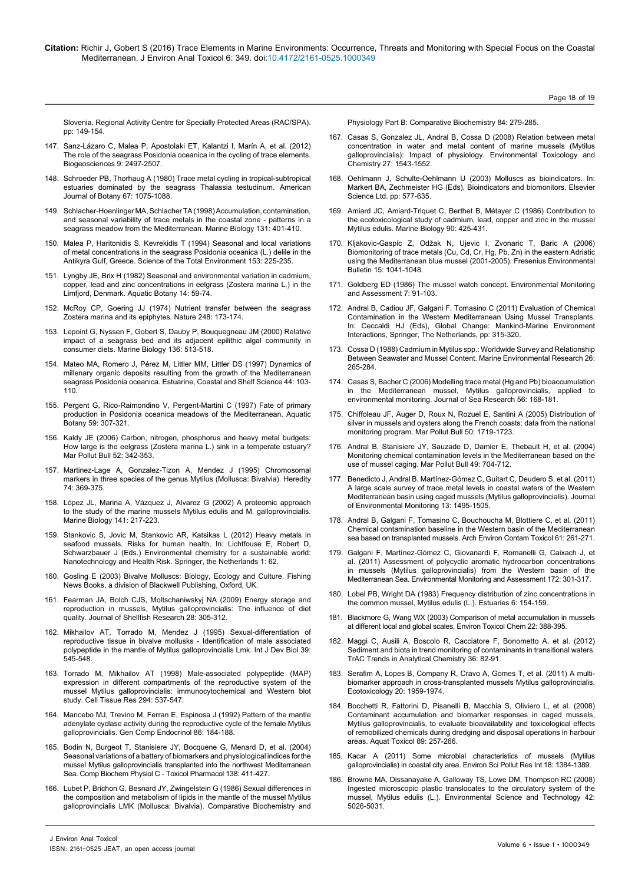Slovenia. Regional Activity Centre for Specially Protected Areas (RAC/SPA). pp: 149-154.

147. Sanz-Lázaro C, Malea P, Apostolaki ET, Kalantzi I, Marín A, et al. (2012) The role of the seagrass Posidonia oceanica in the cycling of trace elements. Biogeosciences 9: 2497-2507.

148. Schroeder PB, Thorhaug A (1980) Trace metal cycling in tropical-subtropical estuaries dominated by the seagrass Thalassia testudinum. American Journal of Botany 67: 1075-1088.

149. Schlacher-Hoenlinger MA, Schlacher TA (1998) Accumulation, contamination, and seasonal variability of trace metals in the coastal zone - patterns in a seagrass meadow from the Mediterranean. Marine Biology 131: 401-410.

150. Malea P, Haritonidis S, Kevrekidis T (1994) Seasonal and local variations of metal concentrations in the seagrass Posidonia oceanica (L.) delile in the Antikyra Gulf, Greece. Science of the Total Environment 153: 225-235.

151. Lyngby JE, Brix H (1982) Seasonal and environmental variation in cadmium, copper, lead and zinc concentrations in eelgrass (Zostera marina L.) in the Limfjord, Denmark. Aquatic Botany 14: 59-74.

152. McRoy CP, Goering JJ (1974) Nutrient transfer between the seagrass Zostera marina and its epiphytes. Nature 248: 173-174.

153. Lepoint G, Nyssen F, Gobert S, Dauby P, Bouquegneau JM (2000) Relative impact of a seagrass bed and its adjacent epilithic algal community in consumer diets. Marine Biology 136: 513-518.

154. Mateo MA, Romero J, Pérez M, Littler MM, Littler DS (1997) Dynamics of millenary organic deposits resulting from the growth of the Mediterranean seagrass Posidonia oceanica. Estuarine, Coastal and Shelf Science 44: 103-110.

155. Pergent G, Rico-Raimondino V, Pergent-Martini C (1997) Fate of primary production in Posidonia oceanica meadows of the Mediterranean. Aquatic Botany 59: 307-321.

156. Kaldy JE (2006) Carbon, nitrogen, phosphorus and heavy metal budgets: How large is the eelgrass (Zostera marina L.) sink in a temperate estuary? Mar Pollut Bull 52: 342-353.

157. Martinez-Lage A, Gonzalez-Tizon A, Mendez J (1995) Chromosomal markers in three species of the genus Mytilus (Mollusca: Bivalvia). Heredity 74: 369-375.

158. López JL, Marina A, Vázquez J, Alvarez G (2002) A proteomic approach to the study of the marine mussels Mytilus edulis and M. galloprovincialis. Marine Biology 141: 217-223.

159. Stankovic S, Jovic M, Stankovic AR, Katsikas L (2012) Heavy metals in seafood mussels. Risks for human health, In: Lichtfouse E, Robert D, Schwarzbauer J (Eds.) Environmental chemistry for a sustainable world: Nanotechnology and Health Risk. Springer, the Netherlands 1: 62.

160. Gosling E (2003) Bivalve Molluscs: Biology, Ecology and Culture. Fishing News Books, a division of Blackwell Publishing, Oxford, UK.

161. Fearman JA, Bolch CJS, Moltschaniwskyj NA (2009) Energy storage and reproduction in mussels, Mytilus galloprovincialis: The influence of diet quality. Journal of Shellfish Research 28: 305-312.

162. Mikhailov AT, Torrado M, Mendez J (1995) Sexual-differentiation of reproductive tissue in bivalve mollusks - Identification of male associated polypeptide in the mantle of Mytilus galloprovincialis Lmk. Int J Dev Biol 39: 545-548.

163. Torrado M, Mikhailov AT (1998) Male-associated polypeptide (MAP) expression in different compartments of the reproductive system of the mussel Mytilus galloprovincialis: immunocytochemical and Western blot study. Cell Tissue Res 294: 537-547.

164. Mancebo MJ, Trevino M, Ferran E, Espinosa J (1992) Pattern of the mantle adenylate cyclase activity during the reproductive cycle of the female Mytilus galloprovincialis. Gen Comp Endocrinol 86: 184-188.

165. Bodin N, Burgeot T, Stanisiere JY, Bocquene G, Menard D, et al. (2004) Seasonal variations of a battery of biomarkers and physiological indices for the mussel Mytilus galloprovincialis transplanted into the northwest Mediterranean Sea. Comp Biochem Physiol C - Toxicol Pharmacol 138: 411-427.

166. Lubet P, Brichon G, Besnard JY, Zwingelstein G (1986) Sexual differences in the composition and metabolism of lipids in the mantle of the mussel Mytilus galloprovincialis LMK (Mollusca: Bivalvia). Comparative Biochemistry and Physiology Part B: Comparative Biochemistry 84: 279-285.

167. Casas S, Gonzalez JL, Andral B, Cossa D (2008) Relation between metal concentration in water and metal content of marine mussels (Mytilus galloprovincialis): Impact of physiology. Environmental Toxicology and Chemistry 27: 1543-1552.

168. Oehlmann J, Schulte-Oehlmann U (2003) Molluscs as bioindicators. In: Markert BA, Zechmeister HG (Eds), Bioindicators and biomonitors. Elsevier Science Ltd. pp: 577-635.

169. Amiard JC, Amiard-Triquet C, Berthet B, Métayer C (1986) Contribution to the ecotoxicological study of cadmium, lead, copper and zinc in the mussel Mytilus edulis. Marine Biology 90: 425-431.

170. Kljakovic-Gaspic Z, Odžak N, Ujevic I, Zvonaric T, Baric A (2006) Biomonitoring of trace metals (Cu, Cd, Cr, Hg, Pb, Zn) in the eastern Adriatic using the Mediterranean blue mussel (2001-2005). Fresenius Environmental Bulletin 15: 1041-1048.

171. Goldberg ED (1986) The mussel watch concept. Environmental Monitoring and Assessment 7: 91-103.

172. Andral B, Cadiou JF, Galgani F, Tomasino C (2011) Evaluation of Chemical Contamination in the Western Mediterranean Using Mussel Transplants. In: Ceccaldi HJ (Eds), Global Change: Mankind-Marine Environment Interactions, Springer, The Netherlands, pp: 315-320.

173. Cossa D (1988) Cadmium in Mytilus spp.: Worldwide Survey and Relationship Between Seawater and Mussel Content. Marine Environmental Research 26: 265-284.

174. Casas S, Bacher C (2006) Modelling trace metal (Hg and Pb) bioaccumulation in the Mediterranean mussel, Mytilus galloprovincialis, applied to environmental monitoring. Journal of Sea Research 56: 168-181.

175. Chiffoleau JF, Auger D, Roux N, Rozuel E, Santini A (2005) Distribution of silver in mussels and oysters along the French coasts: data from the national monitoring program. Mar Pollut Bull 50: 1719-1723.

176. Andral B, Stanisiere JY, Sauzade D, Damier E, Thebault H, et al. (2004) Monitoring chemical contamination levels in the Mediterranean based on the use of mussel caging. Mar Pollut Bull 49: 704-712.

177. Benedicto J, Andral B, Martínez-Gómez C, Guitart C, Deudero S, et al. (2011) A large scale survey of trace metal levels in coastal waters of the Western Mediterranean basin using caged mussels (Mytilus galloprovincialis). Journal of Environmental Monitoring 13: 1495-1505.

178. Andral B, Galgani F, Tomasino C, Bouchoucha M, Blottiere C, et al. (2011) Chemical contamination baseline in the Western basin of the Mediterranean sea based on transplanted mussels. Arch Environ Contam Toxicol 61: 261-271.

179. Galgani F, Martínez-Gómez C, Giovanardi F, Romanelli G, Caixach J, et al. (2011) Assessment of polycyclic aromatic hydrocarbon concentrations in mussels (Mytilus galloprovincialis) from the Western basin of the Mediterranean Sea. Environmental Monitoring and Assessment 172: 301-317.

180. Lobel PB, Wright DA (1983) Frequency distribution of zinc concentrations in the common mussel, Mytilus edulis (L.). Estuaries 6: 154-159.

181. Blackmore G, Wang WX (2003) Comparison of metal accumulation in mussels at different local and global scales. Environ Toxicol Chem 22: 388-395.

182. Maggi C, Ausili A, Boscolo R, Cacciatore F, Bonometto A, et al. (2012) Sediment and biota in trend monitoring of contaminants in transitional waters. TrAC Trends in Analytical Chemistry 36: 82-91.

183. Serafim A, Lopes B, Company R, Cravo A, Gomes T, et al. (2011) A multi-biomarker approach in cross-transplanted mussels Mytilus galloprovincialis. Ecotoxicology 20: 1959-1974.

184. Bocchetti R, Fattorini D, Pisanelli B, Macchia S, Oliviero L, et al. (2008) Contaminant accumulation and biomarker responses in caged mussels, Mytilus galloprovincialis, to evaluate bioavailability and toxicological effects of remobilized chemicals during dredging and disposal operations in harbour areas. Aquat Toxicol 89: 257-266.

185. Kacar A (2011) Some microbial characteristics of mussels (Mytilus galloprovincialis) in coastal city area. Environ Sci Pollut Res Int 18: 1384-1389.

186. Browne MA, Dissanayake A, Galloway TS, Lowe DM, Thompson RC (2008) Ingested microscopic plastic translocates to the circulatory system of the mussel, Mytilus edulis (L.). Environmental Science and Technology 42: 5026-5031.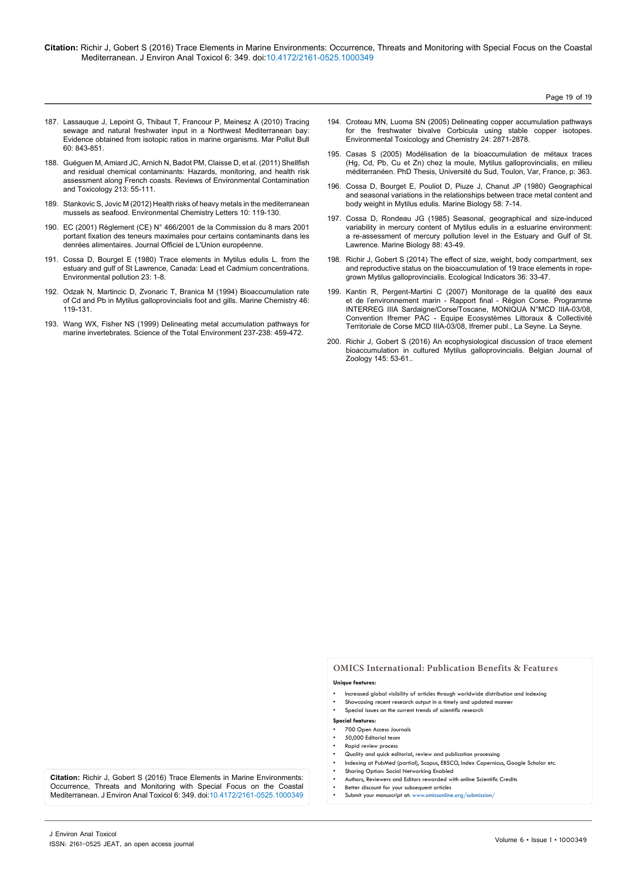187. Lassauque J, Lepoint G, Thibaut T, Francour P, Meinesz A (2010) Tracing sewage and natural freshwater input in a Northwest Mediterranean bay: Evidence obtained from isotopic ratios in marine organisms. Mar Pollut Bull 60: 843-851.

188. Guéguen M, Amiard JC, Arnich N, Badot PM, Claisse D, et al. (2011) Shellfish and residual chemical contaminants: Hazards, monitoring, and health risk assessment along French coasts. Reviews of Environmental Contamination and Toxicology 213: 55-111.

189. Stankovic S, Jovic M (2012) Health risks of heavy metals in the mediterranean mussels as seafood. Environmental Chemistry Letters 10: 119-130.

190. EC (2001) Règlement (CE) N° 466/2001 de la Commission du 8 mars 2001 portant fixation des teneurs maximales pour certains contaminants dans les denrées alimentaires. Journal Officiel de L'Union européenne.

191. Cossa D, Bourget E (1980) Trace elements in Mytilus edulis L. from the estuary and gulf of St Lawrence, Canada: Lead et Cadmium concentrations. Environmental pollution 23: 1-8.

192. Odzak N, Martincic D, Zvonaric T, Branica M (1994) Bioaccumulation rate of Cd and Pb in Mytilus galloprovincialis foot and gills. Marine Chemistry 46: 119-131.

193. Wang WX, Fisher NS (1999) Delineating metal accumulation pathways for marine invertebrates. Science of the Total Environment 237-238: 459-472.

194. Croteau MN, Luoma SN (2005) Delineating copper accumulation pathways for the freshwater bivalve Corbicula using stable copper isotopes. Environmental Toxicology and Chemistry 24: 2871-2878.

195. Casas S (2005) Modélisation de la bioaccumulation de métaux traces (Hg, Cd, Pb, Cu et Zn) chez la moule, Mytilus galloprovincialis, en milieu méditerranéen. PhD Thesis, Université du Sud, Toulon, Var, France, p: 363.

196. Cossa D, Bourget E, Pouliot D, Piuze J, Chanut JP (1980) Geographical and seasonal variations in the relationships between trace metal content and body weight in Mytilus edulis. Marine Biology 58: 7-14.

197. Cossa D, Rondeau JG (1985) Seasonal, geographical and size-induced variability in mercury content of Mytilus edulis in a estuarine environment: a re-assessment of mercury pollution level in the Estuary and Gulf of St. Lawrence. Marine Biology 88: 43-49.

198. Richir J, Gobert S (2014) The effect of size, weight, body compartment, sex and reproductive status on the bioaccumulation of 19 trace elements in rope-grown Mytilus galloprovincialis. Ecological Indicators 36: 33-47.

199. Kantin R, Pergent-Martini C (2007) Monitorage de la qualité des eaux et de l'environnement marin - Rapport final - Région Corse. Programme INTERREG IIIA Sardaigne/Corse/Toscane, MONIQUA N°MCD IIIA-03/08, Convention Ifremer PAC - Equipe Ecosystèmes Littoraux & Collectivité Territoriale de Corse MCD IIIA-03/08, Ifremer publ., La Seyne. La Seyne.

200. Richir J, Gobert S (2016) An ecophysiological discussion of trace element bioaccumulation in cultured Mytilus galloprovincialis. Belgian Journal of Zoology 145: 53-61..

**Citation:** Richir J, Gobert S (2016) Trace Elements in Marine Environments: Occurrence, Threats and Monitoring with Special Focus on the Coastal Mediterranean. J Environ Anal Toxicol 6: 349. doi:10.4172/2161-0525.1000349

**OMICS International: Publication Benefits & Features**

**Unique features:**

- Increased global visibility of articles through worldwide distribution and indexing
- Showcasing recent research output in a timely and updated manner
- Special issues on the current trends of scientific research

**Special features:**

- 700 Open Access Journals
- 50,000 Editorial team
- Rapid review process
- Quality and quick editorial, review and publication processing
- Indexing at PubMed (partial), Scopus, EBSCO, Index Copernicus, Google Scholar etc.
- Sharing Option: Social Networking Enabled
- Authors, Reviewers and Editors rewarded with online Scientific Credits
- Better discount for your subsequent articles
- Submit your manuscript at: www.omicsonline.org/submission/